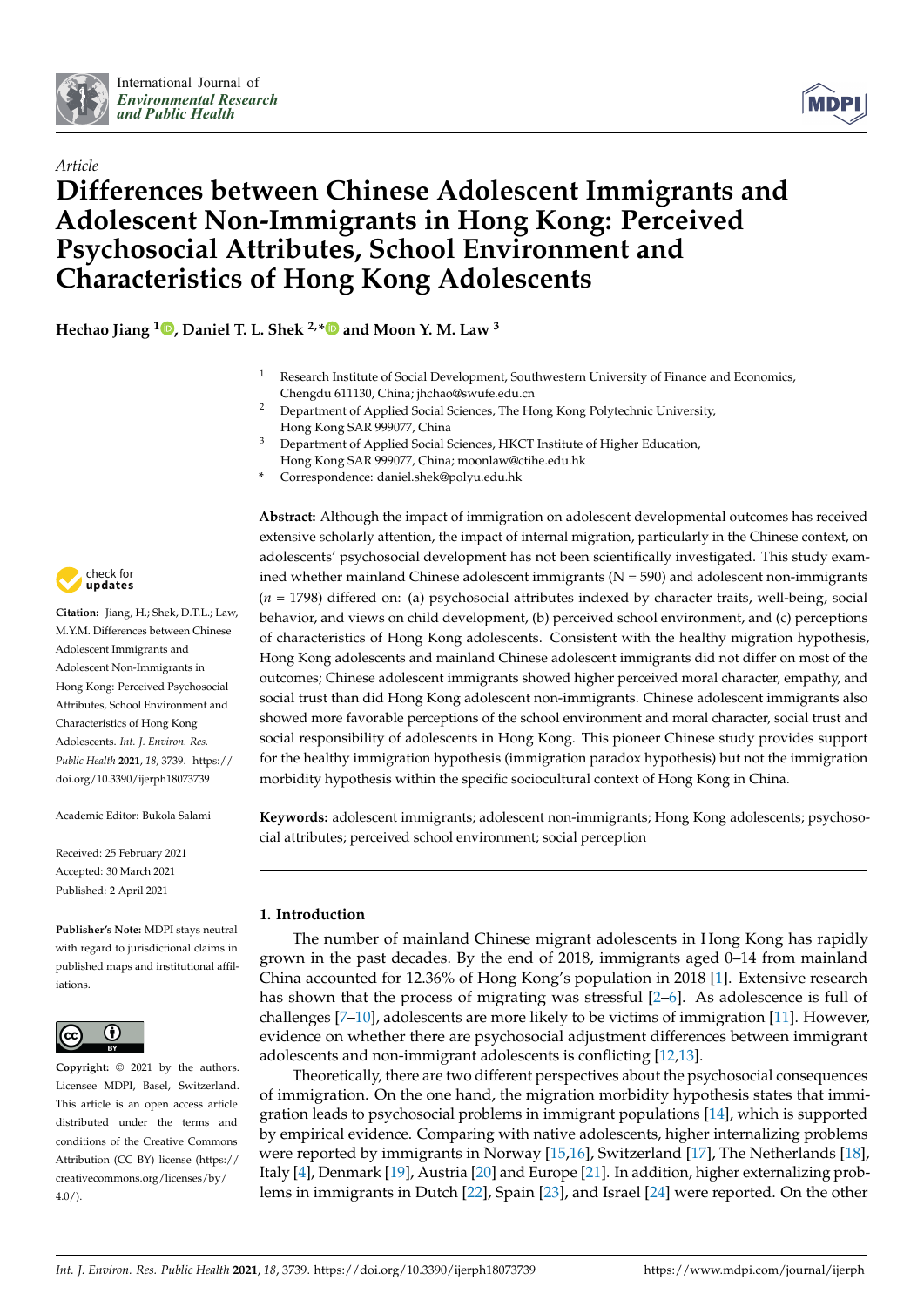*Article*

# Differences between Chinese Adolescent Immigrants and Adolescent Non-Immigrants in Hong Kong: Perceived Psychosocial Attributes, School Environment and Characteristics of Hong Kong Adolescents

**Hechao Jiang [1], Daniel T. L. Shek [2,*] and Moon Y. M. Law [3]**

[1] Research Institute of Social Development, Southwestern University of Finance and Economics, Chengdu 611130, China; jhchao@swufe.edu.cn

[2] Department of Applied Social Sciences, The Hong Kong Polytechnic University, Hong Kong SAR 999077, China

[3] Department of Applied Social Sciences, HKCT Institute of Higher Education, Hong Kong SAR 999077, China; moonlaw@ctihe.edu.hk

\* Correspondence: daniel.shek@polyu.edu.hk

**Abstract:** Although the impact of immigration on adolescent developmental outcomes has received extensive scholarly attention, the impact of internal migration, particularly in the Chinese context, on adolescents' psychosocial development has not been scientifically investigated. This study examined whether mainland Chinese adolescent immigrants (N = 590) and adolescent non-immigrants (*n* = 1798) differed on: (a) psychosocial attributes indexed by character traits, well-being, social behavior, and views on child development, (b) perceived school environment, and (c) perceptions of characteristics of Hong Kong adolescents. Consistent with the healthy migration hypothesis, Hong Kong adolescents and mainland Chinese adolescent immigrants did not differ on most of the outcomes; Chinese adolescent immigrants showed higher perceived moral character, empathy, and social trust than did Hong Kong adolescent non-immigrants. Chinese adolescent immigrants also showed more favorable perceptions of the school environment and moral character, social trust and social responsibility of adolescents in Hong Kong. This pioneer Chinese study provides support for the healthy immigration hypothesis (immigration paradox hypothesis) but not the immigration morbidity hypothesis within the specific sociocultural context of Hong Kong in China.

**Keywords:** adolescent immigrants; adolescent non-immigrants; Hong Kong adolescents; psychosocial attributes; perceived school environment; social perception

**Citation:** Jiang, H.; Shek, D.T.L.; Law, M.Y.M. Differences between Chinese Adolescent Immigrants and Adolescent Non-Immigrants in Hong Kong: Perceived Psychosocial Attributes, School Environment and Characteristics of Hong Kong Adolescents. *Int. J. Environ. Res. Public Health* **2021**, *18*, 3739. https://doi.org/10.3390/ijerph18073739

Academic Editor: Bukola Salami

Received: 25 February 2021
Accepted: 30 March 2021
Published: 2 April 2021

**Publisher's Note:** MDPI stays neutral with regard to jurisdictional claims in published maps and institutional affiliations.

**Copyright:** © 2021 by the authors. Licensee MDPI, Basel, Switzerland. This article is an open access article distributed under the terms and conditions of the Creative Commons Attribution (CC BY) license (https://creativecommons.org/licenses/by/4.0/).

## 1. Introduction

The number of mainland Chinese migrant adolescents in Hong Kong has rapidly grown in the past decades. By the end of 2018, immigrants aged 0–14 from mainland China accounted for 12.36% of Hong Kong's population in 2018 [1]. Extensive research has shown that the process of migrating was stressful [2–6]. As adolescence is full of challenges [7–10], adolescents are more likely to be victims of immigration [11]. However, evidence on whether there are psychosocial adjustment differences between immigrant adolescents and non-immigrant adolescents is conflicting [12,13].

Theoretically, there are two different perspectives about the psychosocial consequences of immigration. On the one hand, the migration morbidity hypothesis states that immigration leads to psychosocial problems in immigrant populations [14], which is supported by empirical evidence. Comparing with native adolescents, higher internalizing problems were reported by immigrants in Norway [15,16], Switzerland [17], The Netherlands [18], Italy [4], Denmark [19], Austria [20] and Europe [21]. In addition, higher externalizing problems in immigrants in Dutch [22], Spain [23], and Israel [24] were reported. On the other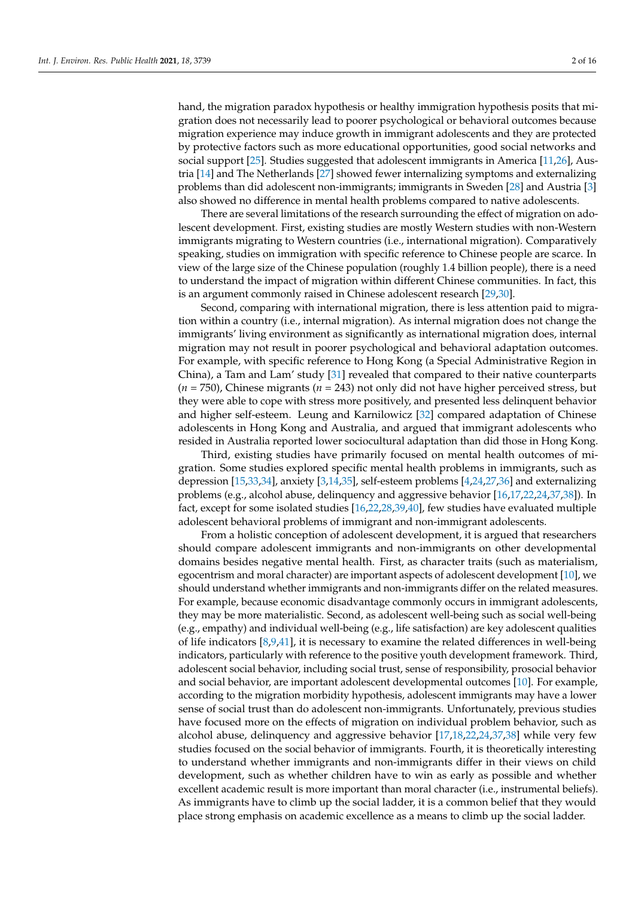hand, the migration paradox hypothesis or healthy immigration hypothesis posits that migration does not necessarily lead to poorer psychological or behavioral outcomes because migration experience may induce growth in immigrant adolescents and they are protected by protective factors such as more educational opportunities, good social networks and social support [25]. Studies suggested that adolescent immigrants in America [11,26], Austria [14] and The Netherlands [27] showed fewer internalizing symptoms and externalizing problems than did adolescent non-immigrants; immigrants in Sweden [28] and Austria [3] also showed no difference in mental health problems compared to native adolescents.

There are several limitations of the research surrounding the effect of migration on adolescent development. First, existing studies are mostly Western studies with non-Western immigrants migrating to Western countries (i.e., international migration). Comparatively speaking, studies on immigration with specific reference to Chinese people are scarce. In view of the large size of the Chinese population (roughly 1.4 billion people), there is a need to understand the impact of migration within different Chinese communities. In fact, this is an argument commonly raised in Chinese adolescent research [29,30].

Second, comparing with international migration, there is less attention paid to migration within a country (i.e., internal migration). As internal migration does not change the immigrants' living environment as significantly as international migration does, internal migration may not result in poorer psychological and behavioral adaptation outcomes. For example, with specific reference to Hong Kong (a Special Administrative Region in China), a Tam and Lam' study [31] revealed that compared to their native counterparts ($n = 750$), Chinese migrants ($n = 243$) not only did not have higher perceived stress, but they were able to cope with stress more positively, and presented less delinquent behavior and higher self-esteem. Leung and Karnilowicz [32] compared adaptation of Chinese adolescents in Hong Kong and Australia, and argued that immigrant adolescents who resided in Australia reported lower sociocultural adaptation than did those in Hong Kong.

Third, existing studies have primarily focused on mental health outcomes of migration. Some studies explored specific mental health problems in immigrants, such as depression [15,33,34], anxiety [3,14,35], self-esteem problems [4,24,27,36] and externalizing problems (e.g., alcohol abuse, delinquency and aggressive behavior [16,17,22,24,37,38]). In fact, except for some isolated studies [16,22,28,39,40], few studies have evaluated multiple adolescent behavioral problems of immigrant and non-immigrant adolescents.

From a holistic conception of adolescent development, it is argued that researchers should compare adolescent immigrants and non-immigrants on other developmental domains besides negative mental health. First, as character traits (such as materialism, egocentrism and moral character) are important aspects of adolescent development [10], we should understand whether immigrants and non-immigrants differ on the related measures. For example, because economic disadvantage commonly occurs in immigrant adolescents, they may be more materialistic. Second, as adolescent well-being such as social well-being (e.g., empathy) and individual well-being (e.g., life satisfaction) are key adolescent qualities of life indicators [8,9,41], it is necessary to examine the related differences in well-being indicators, particularly with reference to the positive youth development framework. Third, adolescent social behavior, including social trust, sense of responsibility, prosocial behavior and social behavior, are important adolescent developmental outcomes [10]. For example, according to the migration morbidity hypothesis, adolescent immigrants may have a lower sense of social trust than do adolescent non-immigrants. Unfortunately, previous studies have focused more on the effects of migration on individual problem behavior, such as alcohol abuse, delinquency and aggressive behavior [17,18,22,24,37,38] while very few studies focused on the social behavior of immigrants. Fourth, it is theoretically interesting to understand whether immigrants and non-immigrants differ in their views on child development, such as whether children have to win as early as possible and whether excellent academic result is more important than moral character (i.e., instrumental beliefs). As immigrants have to climb up the social ladder, it is a common belief that they would place strong emphasis on academic excellence as a means to climb up the social ladder.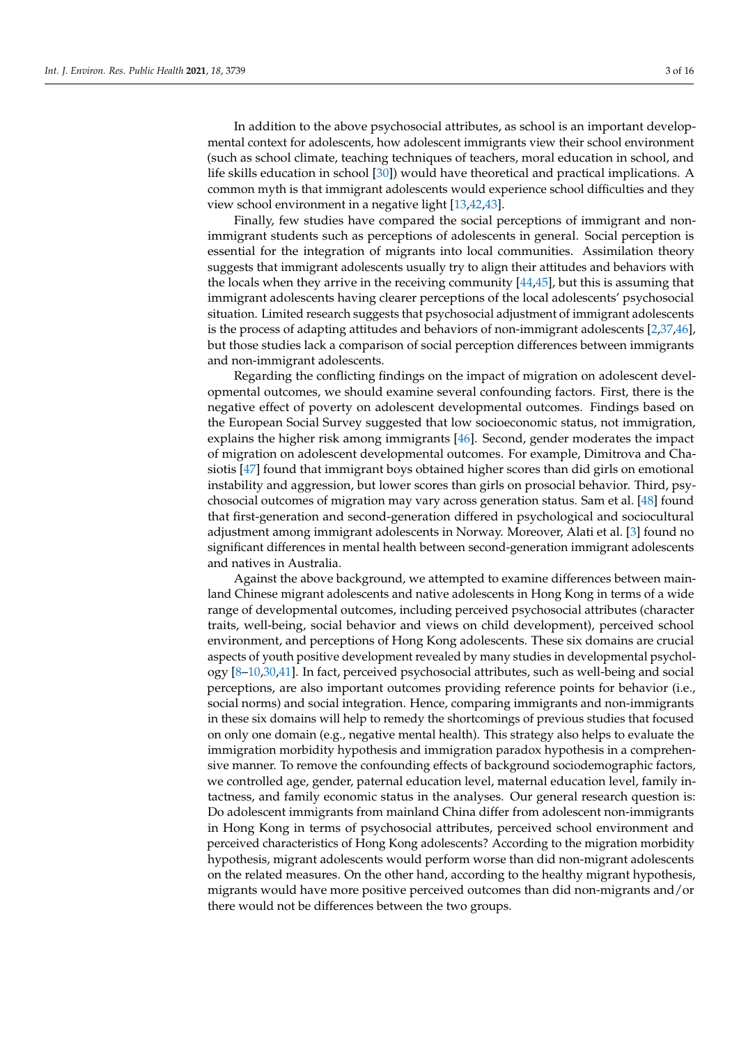In addition to the above psychosocial attributes, as school is an important developmental context for adolescents, how adolescent immigrants view their school environment (such as school climate, teaching techniques of teachers, moral education in school, and life skills education in school [30]) would have theoretical and practical implications. A common myth is that immigrant adolescents would experience school difficulties and they view school environment in a negative light [13,42,43].

Finally, few studies have compared the social perceptions of immigrant and non-immigrant students such as perceptions of adolescents in general. Social perception is essential for the integration of migrants into local communities. Assimilation theory suggests that immigrant adolescents usually try to align their attitudes and behaviors with the locals when they arrive in the receiving community [44,45], but this is assuming that immigrant adolescents having clearer perceptions of the local adolescents' psychosocial situation. Limited research suggests that psychosocial adjustment of immigrant adolescents is the process of adapting attitudes and behaviors of non-immigrant adolescents [2,37,46], but those studies lack a comparison of social perception differences between immigrants and non-immigrant adolescents.

Regarding the conflicting findings on the impact of migration on adolescent developmental outcomes, we should examine several confounding factors. First, there is the negative effect of poverty on adolescent developmental outcomes. Findings based on the European Social Survey suggested that low socioeconomic status, not immigration, explains the higher risk among immigrants [46]. Second, gender moderates the impact of migration on adolescent developmental outcomes. For example, Dimitrova and Chasiotis [47] found that immigrant boys obtained higher scores than did girls on emotional instability and aggression, but lower scores than girls on prosocial behavior. Third, psychosocial outcomes of migration may vary across generation status. Sam et al. [48] found that first-generation and second-generation differed in psychological and sociocultural adjustment among immigrant adolescents in Norway. Moreover, Alati et al. [3] found no significant differences in mental health between second-generation immigrant adolescents and natives in Australia.

Against the above background, we attempted to examine differences between mainland Chinese migrant adolescents and native adolescents in Hong Kong in terms of a wide range of developmental outcomes, including perceived psychosocial attributes (character traits, well-being, social behavior and views on child development), perceived school environment, and perceptions of Hong Kong adolescents. These six domains are crucial aspects of youth positive development revealed by many studies in developmental psychology [8–10,30,41]. In fact, perceived psychosocial attributes, such as well-being and social perceptions, are also important outcomes providing reference points for behavior (i.e., social norms) and social integration. Hence, comparing immigrants and non-immigrants in these six domains will help to remedy the shortcomings of previous studies that focused on only one domain (e.g., negative mental health). This strategy also helps to evaluate the immigration morbidity hypothesis and immigration paradox hypothesis in a comprehensive manner. To remove the confounding effects of background sociodemographic factors, we controlled age, gender, paternal education level, maternal education level, family intactness, and family economic status in the analyses. Our general research question is: Do adolescent immigrants from mainland China differ from adolescent non-immigrants in Hong Kong in terms of psychosocial attributes, perceived school environment and perceived characteristics of Hong Kong adolescents? According to the migration morbidity hypothesis, migrant adolescents would perform worse than did non-migrant adolescents on the related measures. On the other hand, according to the healthy migrant hypothesis, migrants would have more positive perceived outcomes than did non-migrants and/or there would not be differences between the two groups.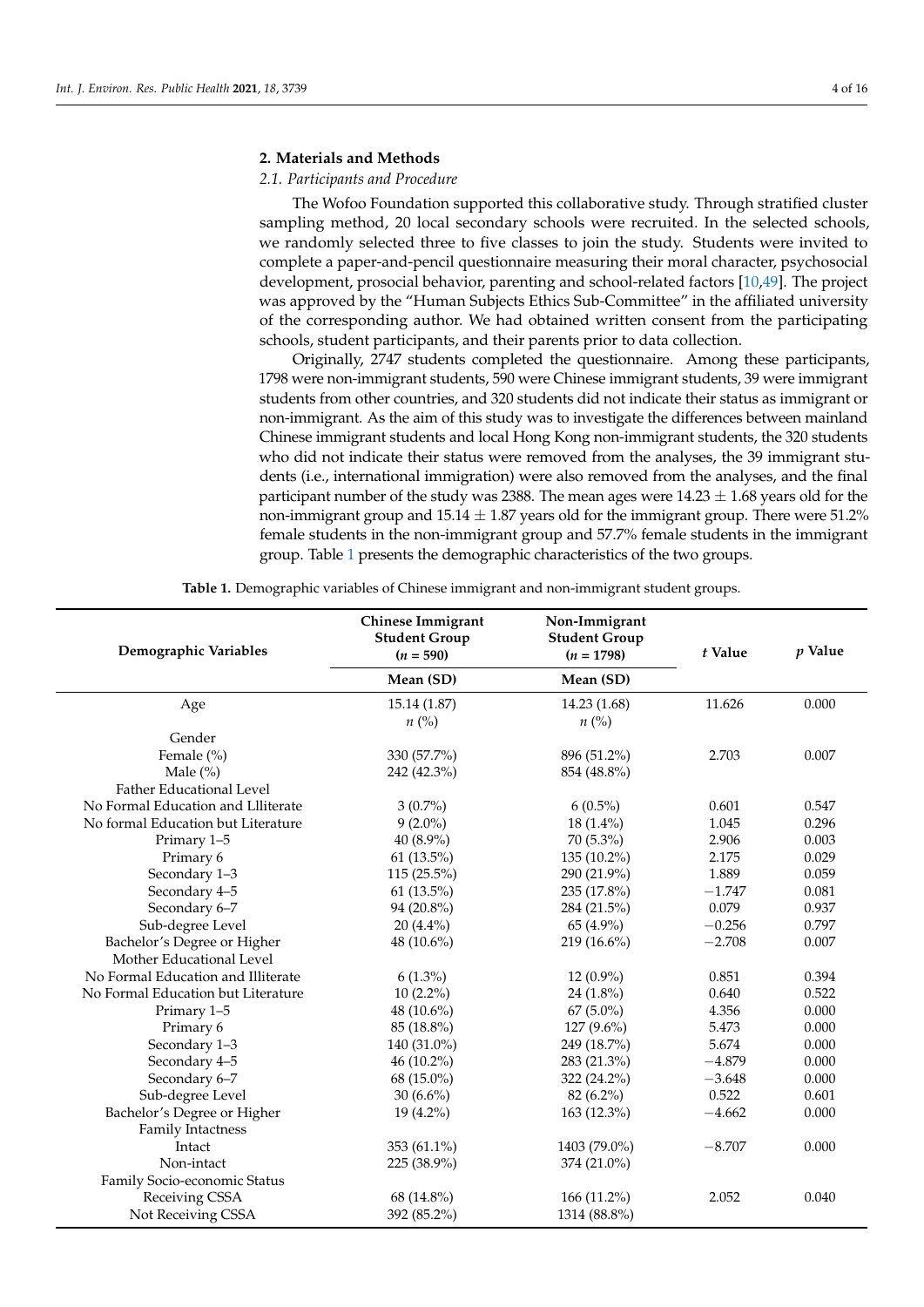## 2. Materials and Methods

### 2.1. Participants and Procedure

The Wofoo Foundation supported this collaborative study. Through stratified cluster sampling method, 20 local secondary schools were recruited. In the selected schools, we randomly selected three to five classes to join the study. Students were invited to complete a paper-and-pencil questionnaire measuring their moral character, psychosocial development, prosocial behavior, parenting and school-related factors [10,49]. The project was approved by the "Human Subjects Ethics Sub-Committee" in the affiliated university of the corresponding author. We had obtained written consent from the participating schools, student participants, and their parents prior to data collection.

Originally, 2747 students completed the questionnaire. Among these participants, 1798 were non-immigrant students, 590 were Chinese immigrant students, 39 were immigrant students from other countries, and 320 students did not indicate their status as immigrant or non-immigrant. As the aim of this study was to investigate the differences between mainland Chinese immigrant students and local Hong Kong non-immigrant students, the 320 students who did not indicate their status were removed from the analyses, the 39 immigrant students (i.e., international immigration) were also removed from the analyses, and the final participant number of the study was 2388. The mean ages were $14.23 \pm 1.68$ years old for the non-immigrant group and $15.14 \pm 1.87$ years old for the immigrant group. There were 51.2% female students in the non-immigrant group and 57.7% female students in the immigrant group. Table 1 presents the demographic characteristics of the two groups.

**Table 1.** Demographic variables of Chinese immigrant and non-immigrant student groups.

| Demographic Variables | Chinese Immigrant Student Group ($n$ = 590) | Non-Immigrant Student Group ($n$ = 1798) | $t$ Value | $p$ Value |
|---|---|---|---|---|
| | Mean (SD) | Mean (SD) | | |
| Age | 15.14 (1.87) | 14.23 (1.68) | 11.626 | 0.000 |
| | $n$ (%) | $n$ (%) | | |
| Gender | | | | |
| Female (%) | 330 (57.7%) | 896 (51.2%) | 2.703 | 0.007 |
| Male (%) | 242 (42.3%) | 854 (48.8%) | | |
| Father Educational Level | | | | |
| No Formal Education and Llliterate | 3 (0.7%) | 6 (0.5%) | 0.601 | 0.547 |
| No formal Education but Literature | 9 (2.0%) | 18 (1.4%) | 1.045 | 0.296 |
| Primary 1–5 | 40 (8.9%) | 70 (5.3%) | 2.906 | 0.003 |
| Primary 6 | 61 (13.5%) | 135 (10.2%) | 2.175 | 0.029 |
| Secondary 1–3 | 115 (25.5%) | 290 (21.9%) | 1.889 | 0.059 |
| Secondary 4–5 | 61 (13.5%) | 235 (17.8%) | −1.747 | 0.081 |
| Secondary 6–7 | 94 (20.8%) | 284 (21.5%) | 0.079 | 0.937 |
| Sub-degree Level | 20 (4.4%) | 65 (4.9%) | −0.256 | 0.797 |
| Bachelor's Degree or Higher | 48 (10.6%) | 219 (16.6%) | −2.708 | 0.007 |
| Mother Educational Level | | | | |
| No Formal Education and Illiterate | 6 (1.3%) | 12 (0.9%) | 0.851 | 0.394 |
| No Formal Education but Literature | 10 (2.2%) | 24 (1.8%) | 0.640 | 0.522 |
| Primary 1–5 | 48 (10.6%) | 67 (5.0%) | 4.356 | 0.000 |
| Primary 6 | 85 (18.8%) | 127 (9.6%) | 5.473 | 0.000 |
| Secondary 1–3 | 140 (31.0%) | 249 (18.7%) | 5.674 | 0.000 |
| Secondary 4–5 | 46 (10.2%) | 283 (21.3%) | −4.879 | 0.000 |
| Secondary 6–7 | 68 (15.0%) | 322 (24.2%) | −3.648 | 0.000 |
| Sub-degree Level | 30 (6.6%) | 82 (6.2%) | 0.522 | 0.601 |
| Bachelor's Degree or Higher | 19 (4.2%) | 163 (12.3%) | −4.662 | 0.000 |
| Family Intactness | | | | |
| Intact | 353 (61.1%) | 1403 (79.0%) | −8.707 | 0.000 |
| Non-intact | 225 (38.9%) | 374 (21.0%) | | |
| Family Socio-economic Status | | | | |
| Receiving CSSA | 68 (14.8%) | 166 (11.2%) | 2.052 | 0.040 |
| Not Receiving CSSA | 392 (85.2%) | 1314 (88.8%) | | |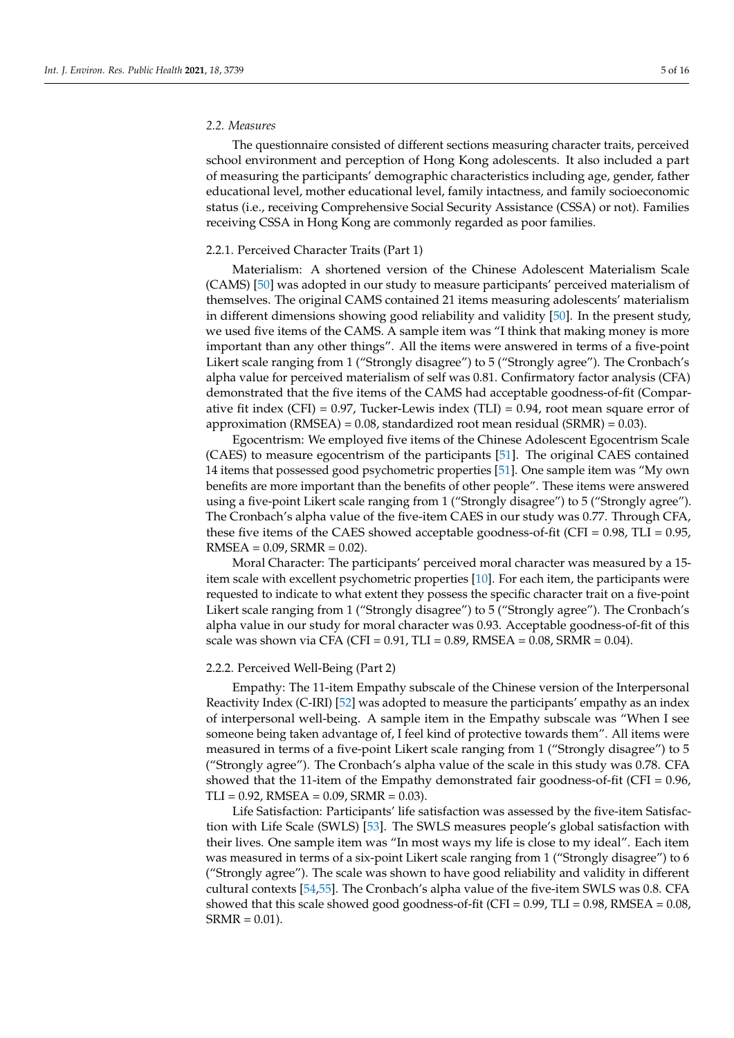### 2.2. Measures

The questionnaire consisted of different sections measuring character traits, perceived school environment and perception of Hong Kong adolescents. It also included a part of measuring the participants' demographic characteristics including age, gender, father educational level, mother educational level, family intactness, and family socioeconomic status (i.e., receiving Comprehensive Social Security Assistance (CSSA) or not). Families receiving CSSA in Hong Kong are commonly regarded as poor families.

#### 2.2.1. Perceived Character Traits (Part 1)

Materialism: A shortened version of the Chinese Adolescent Materialism Scale (CAMS) [50] was adopted in our study to measure participants' perceived materialism of themselves. The original CAMS contained 21 items measuring adolescents' materialism in different dimensions showing good reliability and validity [50]. In the present study, we used five items of the CAMS. A sample item was "I think that making money is more important than any other things". All the items were answered in terms of a five-point Likert scale ranging from 1 ("Strongly disagree") to 5 ("Strongly agree"). The Cronbach's alpha value for perceived materialism of self was 0.81. Confirmatory factor analysis (CFA) demonstrated that the five items of the CAMS had acceptable goodness-of-fit (Comparative fit index (CFI) = 0.97, Tucker-Lewis index (TLI) = 0.94, root mean square error of approximation (RMSEA) = 0.08, standardized root mean residual (SRMR) = 0.03).

Egocentrism: We employed five items of the Chinese Adolescent Egocentrism Scale (CAES) to measure egocentrism of the participants [51]. The original CAES contained 14 items that possessed good psychometric properties [51]. One sample item was "My own benefits are more important than the benefits of other people". These items were answered using a five-point Likert scale ranging from 1 ("Strongly disagree") to 5 ("Strongly agree"). The Cronbach's alpha value of the five-item CAES in our study was 0.77. Through CFA, these five items of the CAES showed acceptable goodness-of-fit (CFI = 0.98, TLI = 0.95, RMSEA = 0.09, SRMR = 0.02).

Moral Character: The participants' perceived moral character was measured by a 15-item scale with excellent psychometric properties [10]. For each item, the participants were requested to indicate to what extent they possess the specific character trait on a five-point Likert scale ranging from 1 ("Strongly disagree") to 5 ("Strongly agree"). The Cronbach's alpha value in our study for moral character was 0.93. Acceptable goodness-of-fit of this scale was shown via CFA (CFI = 0.91, TLI = 0.89, RMSEA = 0.08, SRMR = 0.04).

#### 2.2.2. Perceived Well-Being (Part 2)

Empathy: The 11-item Empathy subscale of the Chinese version of the Interpersonal Reactivity Index (C-IRI) [52] was adopted to measure the participants' empathy as an index of interpersonal well-being. A sample item in the Empathy subscale was "When I see someone being taken advantage of, I feel kind of protective towards them". All items were measured in terms of a five-point Likert scale ranging from 1 ("Strongly disagree") to 5 ("Strongly agree"). The Cronbach's alpha value of the scale in this study was 0.78. CFA showed that the 11-item of the Empathy demonstrated fair goodness-of-fit (CFI = 0.96, TLI = 0.92, RMSEA = 0.09, SRMR = 0.03).

Life Satisfaction: Participants' life satisfaction was assessed by the five-item Satisfaction with Life Scale (SWLS) [53]. The SWLS measures people's global satisfaction with their lives. One sample item was "In most ways my life is close to my ideal". Each item was measured in terms of a six-point Likert scale ranging from 1 ("Strongly disagree") to 6 ("Strongly agree"). The scale was shown to have good reliability and validity in different cultural contexts [54,55]. The Cronbach's alpha value of the five-item SWLS was 0.8. CFA showed that this scale showed good goodness-of-fit (CFI = 0.99, TLI = 0.98, RMSEA = 0.08, SRMR = 0.01).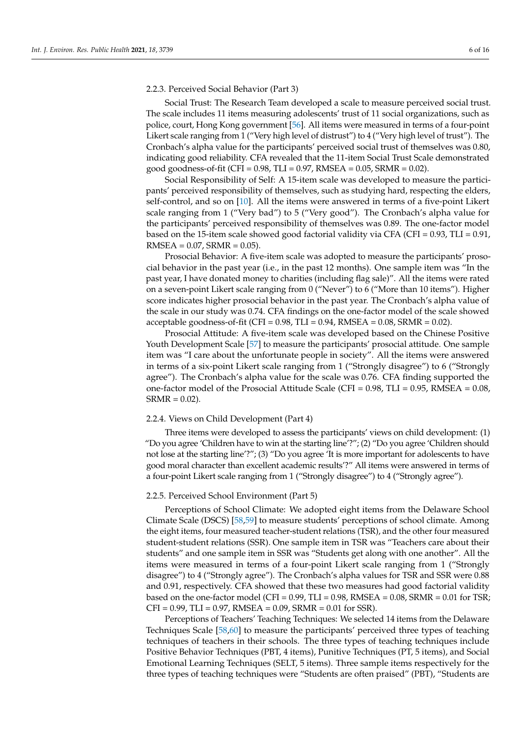#### 2.2.3. Perceived Social Behavior (Part 3)

Social Trust: The Research Team developed a scale to measure perceived social trust. The scale includes 11 items measuring adolescents' trust of 11 social organizations, such as police, court, Hong Kong government [56]. All items were measured in terms of a four-point Likert scale ranging from 1 ("Very high level of distrust") to 4 ("Very high level of trust"). The Cronbach's alpha value for the participants' perceived social trust of themselves was 0.80, indicating good reliability. CFA revealed that the 11-item Social Trust Scale demonstrated good goodness-of-fit (CFI = 0.98, TLI = 0.97, RMSEA = 0.05, SRMR = 0.02).

Social Responsibility of Self: A 15-item scale was developed to measure the participants' perceived responsibility of themselves, such as studying hard, respecting the elders, self-control, and so on [10]. All the items were answered in terms of a five-point Likert scale ranging from 1 ("Very bad") to 5 ("Very good"). The Cronbach's alpha value for the participants' perceived responsibility of themselves was 0.89. The one-factor model based on the 15-item scale showed good factorial validity via CFA (CFI = 0.93, TLI = 0.91, RMSEA = 0.07, SRMR = 0.05).

Prosocial Behavior: A five-item scale was adopted to measure the participants' prosocial behavior in the past year (i.e., in the past 12 months). One sample item was "In the past year, I have donated money to charities (including flag sale)". All the items were rated on a seven-point Likert scale ranging from 0 ("Never") to 6 ("More than 10 items"). Higher score indicates higher prosocial behavior in the past year. The Cronbach's alpha value of the scale in our study was 0.74. CFA findings on the one-factor model of the scale showed acceptable goodness-of-fit (CFI = 0.98, TLI = 0.94, RMSEA = 0.08, SRMR = 0.02).

Prosocial Attitude: A five-item scale was developed based on the Chinese Positive Youth Development Scale [57] to measure the participants' prosocial attitude. One sample item was "I care about the unfortunate people in society". All the items were answered in terms of a six-point Likert scale ranging from 1 ("Strongly disagree") to 6 ("Strongly agree"). The Cronbach's alpha value for the scale was 0.76. CFA finding supported the one-factor model of the Prosocial Attitude Scale (CFI = 0.98, TLI = 0.95, RMSEA = 0.08, SRMR = 0.02).

#### 2.2.4. Views on Child Development (Part 4)

Three items were developed to assess the participants' views on child development: (1) "Do you agree 'Children have to win at the starting line'?"; (2) "Do you agree 'Children should not lose at the starting line'?"; (3) "Do you agree 'It is more important for adolescents to have good moral character than excellent academic results'?" All items were answered in terms of a four-point Likert scale ranging from 1 ("Strongly disagree") to 4 ("Strongly agree").

#### 2.2.5. Perceived School Environment (Part 5)

Perceptions of School Climate: We adopted eight items from the Delaware School Climate Scale (DSCS) [58,59] to measure students' perceptions of school climate. Among the eight items, four measured teacher-student relations (TSR), and the other four measured student-student relations (SSR). One sample item in TSR was "Teachers care about their students" and one sample item in SSR was "Students get along with one another". All the items were measured in terms of a four-point Likert scale ranging from 1 ("Strongly disagree") to 4 ("Strongly agree"). The Cronbach's alpha values for TSR and SSR were 0.88 and 0.91, respectively. CFA showed that these two measures had good factorial validity based on the one-factor model (CFI = 0.99, TLI = 0.98, RMSEA = 0.08, SRMR = 0.01 for TSR; CFI = 0.99, TLI = 0.97, RMSEA = 0.09, SRMR = 0.01 for SSR).

Perceptions of Teachers' Teaching Techniques: We selected 14 items from the Delaware Techniques Scale [58,60] to measure the participants' perceived three types of teaching techniques of teachers in their schools. The three types of teaching techniques include Positive Behavior Techniques (PBT, 4 items), Punitive Techniques (PT, 5 items), and Social Emotional Learning Techniques (SELT, 5 items). Three sample items respectively for the three types of teaching techniques were "Students are often praised" (PBT), "Students are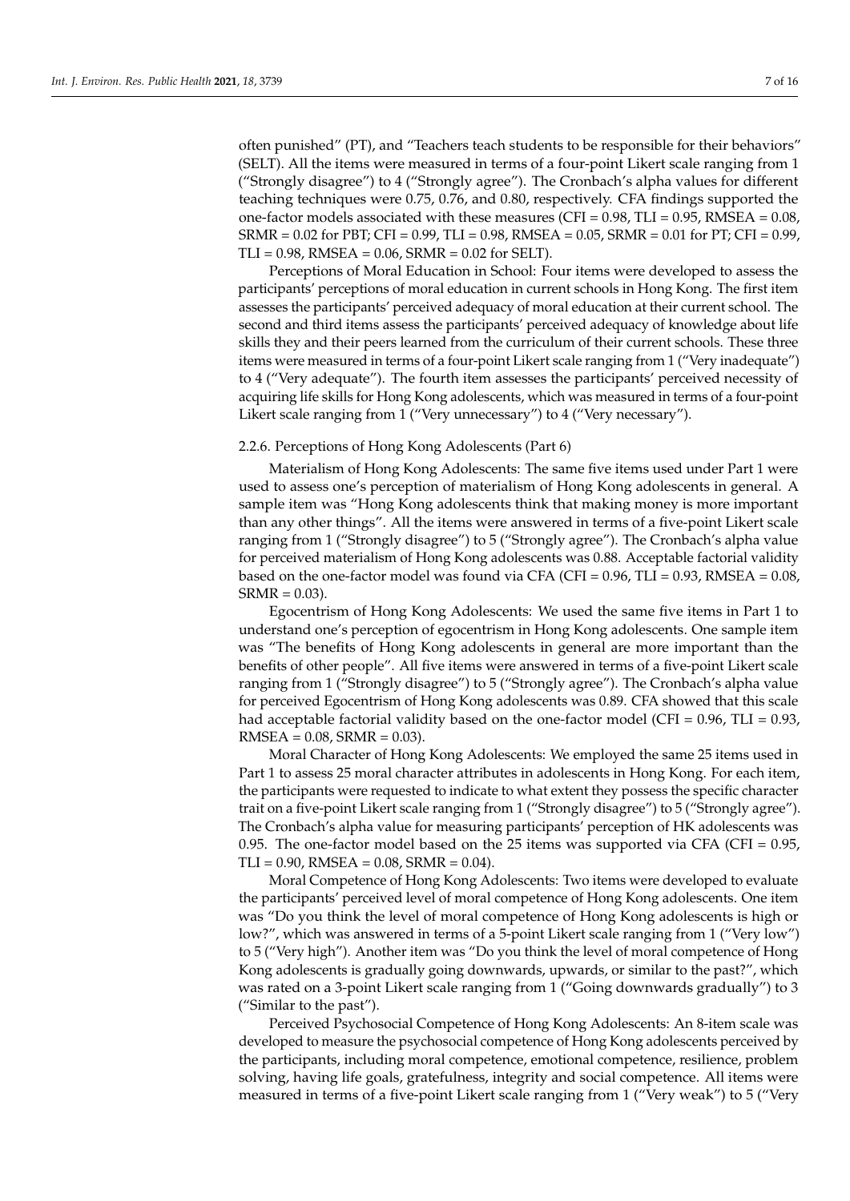often punished" (PT), and "Teachers teach students to be responsible for their behaviors" (SELT). All the items were measured in terms of a four-point Likert scale ranging from 1 ("Strongly disagree") to 4 ("Strongly agree"). The Cronbach's alpha values for different teaching techniques were 0.75, 0.76, and 0.80, respectively. CFA findings supported the one-factor models associated with these measures (CFI = 0.98, TLI = 0.95, RMSEA = 0.08, SRMR = 0.02 for PBT; CFI = 0.99, TLI = 0.98, RMSEA = 0.05, SRMR = 0.01 for PT; CFI = 0.99, TLI = 0.98, RMSEA = 0.06, SRMR = 0.02 for SELT).

Perceptions of Moral Education in School: Four items were developed to assess the participants' perceptions of moral education in current schools in Hong Kong. The first item assesses the participants' perceived adequacy of moral education at their current school. The second and third items assess the participants' perceived adequacy of knowledge about life skills they and their peers learned from the curriculum of their current schools. These three items were measured in terms of a four-point Likert scale ranging from 1 ("Very inadequate") to 4 ("Very adequate"). The fourth item assesses the participants' perceived necessity of acquiring life skills for Hong Kong adolescents, which was measured in terms of a four-point Likert scale ranging from 1 ("Very unnecessary") to 4 ("Very necessary").

#### 2.2.6. Perceptions of Hong Kong Adolescents (Part 6)

Materialism of Hong Kong Adolescents: The same five items used under Part 1 were used to assess one's perception of materialism of Hong Kong adolescents in general. A sample item was "Hong Kong adolescents think that making money is more important than any other things". All the items were answered in terms of a five-point Likert scale ranging from 1 ("Strongly disagree") to 5 ("Strongly agree"). The Cronbach's alpha value for perceived materialism of Hong Kong adolescents was 0.88. Acceptable factorial validity based on the one-factor model was found via CFA (CFI = 0.96, TLI = 0.93, RMSEA = 0.08, SRMR = 0.03).

Egocentrism of Hong Kong Adolescents: We used the same five items in Part 1 to understand one's perception of egocentrism in Hong Kong adolescents. One sample item was "The benefits of Hong Kong adolescents in general are more important than the benefits of other people". All five items were answered in terms of a five-point Likert scale ranging from 1 ("Strongly disagree") to 5 ("Strongly agree"). The Cronbach's alpha value for perceived Egocentrism of Hong Kong adolescents was 0.89. CFA showed that this scale had acceptable factorial validity based on the one-factor model (CFI = 0.96, TLI = 0.93, RMSEA = 0.08, SRMR = 0.03).

Moral Character of Hong Kong Adolescents: We employed the same 25 items used in Part 1 to assess 25 moral character attributes in adolescents in Hong Kong. For each item, the participants were requested to indicate to what extent they possess the specific character trait on a five-point Likert scale ranging from 1 ("Strongly disagree") to 5 ("Strongly agree"). The Cronbach's alpha value for measuring participants' perception of HK adolescents was 0.95. The one-factor model based on the 25 items was supported via CFA (CFI = 0.95, TLI = 0.90, RMSEA = 0.08, SRMR = 0.04).

Moral Competence of Hong Kong Adolescents: Two items were developed to evaluate the participants' perceived level of moral competence of Hong Kong adolescents. One item was "Do you think the level of moral competence of Hong Kong adolescents is high or low?", which was answered in terms of a 5-point Likert scale ranging from 1 ("Very low") to 5 ("Very high"). Another item was "Do you think the level of moral competence of Hong Kong adolescents is gradually going downwards, upwards, or similar to the past?", which was rated on a 3-point Likert scale ranging from 1 ("Going downwards gradually") to 3 ("Similar to the past").

Perceived Psychosocial Competence of Hong Kong Adolescents: An 8-item scale was developed to measure the psychosocial competence of Hong Kong adolescents perceived by the participants, including moral competence, emotional competence, resilience, problem solving, having life goals, gratefulness, integrity and social competence. All items were measured in terms of a five-point Likert scale ranging from 1 ("Very weak") to 5 ("Very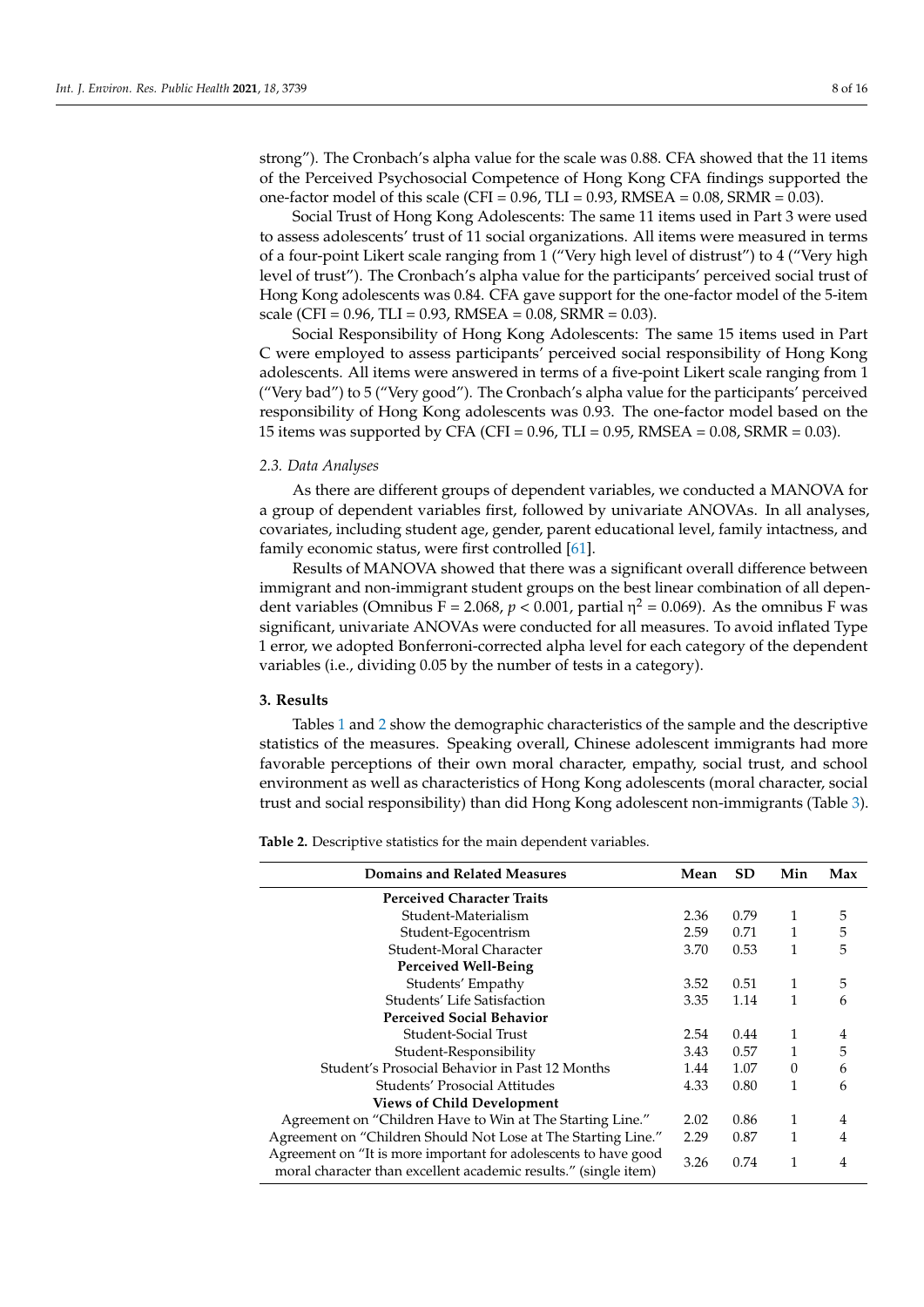strong"). The Cronbach's alpha value for the scale was 0.88. CFA showed that the 11 items of the Perceived Psychosocial Competence of Hong Kong CFA findings supported the one-factor model of this scale (CFI = 0.96, TLI = 0.93, RMSEA = 0.08, SRMR = 0.03).

Social Trust of Hong Kong Adolescents: The same 11 items used in Part 3 were used to assess adolescents' trust of 11 social organizations. All items were measured in terms of a four-point Likert scale ranging from 1 ("Very high level of distrust") to 4 ("Very high level of trust"). The Cronbach's alpha value for the participants' perceived social trust of Hong Kong adolescents was 0.84. CFA gave support for the one-factor model of the 5-item scale (CFI = 0.96, TLI = 0.93, RMSEA = 0.08, SRMR = 0.03).

Social Responsibility of Hong Kong Adolescents: The same 15 items used in Part C were employed to assess participants' perceived social responsibility of Hong Kong adolescents. All items were answered in terms of a five-point Likert scale ranging from 1 ("Very bad") to 5 ("Very good"). The Cronbach's alpha value for the participants' perceived responsibility of Hong Kong adolescents was 0.93. The one-factor model based on the 15 items was supported by CFA (CFI = 0.96, TLI = 0.95, RMSEA = 0.08, SRMR = 0.03).

### 2.3. Data Analyses

As there are different groups of dependent variables, we conducted a MANOVA for a group of dependent variables first, followed by univariate ANOVAs. In all analyses, covariates, including student age, gender, parent educational level, family intactness, and family economic status, were first controlled [61].

Results of MANOVA showed that there was a significant overall difference between immigrant and non-immigrant student groups on the best linear combination of all dependent variables (Omnibus F = 2.068, $p < 0.001$, partial $\eta^2 = 0.069$). As the omnibus F was significant, univariate ANOVAs were conducted for all measures. To avoid inflated Type 1 error, we adopted Bonferroni-corrected alpha level for each category of the dependent variables (i.e., dividing 0.05 by the number of tests in a category).

## 3. Results

Tables 1 and 2 show the demographic characteristics of the sample and the descriptive statistics of the measures. Speaking overall, Chinese adolescent immigrants had more favorable perceptions of their own moral character, empathy, social trust, and school environment as well as characteristics of Hong Kong adolescents (moral character, social trust and social responsibility) than did Hong Kong adolescent non-immigrants (Table 3).

**Table 2.** Descriptive statistics for the main dependent variables.

| Domains and Related Measures | Mean | SD | Min | Max |
|---|---|---|---|---|
| **Perceived Character Traits** | | | | |
| Student-Materialism | 2.36 | 0.79 | 1 | 5 |
| Student-Egocentrism | 2.59 | 0.71 | 1 | 5 |
| Student-Moral Character | 3.70 | 0.53 | 1 | 5 |
| **Perceived Well-Being** | | | | |
| Students' Empathy | 3.52 | 0.51 | 1 | 5 |
| Students' Life Satisfaction | 3.35 | 1.14 | 1 | 6 |
| **Perceived Social Behavior** | | | | |
| Student-Social Trust | 2.54 | 0.44 | 1 | 4 |
| Student-Responsibility | 3.43 | 0.57 | 1 | 5 |
| Student's Prosocial Behavior in Past 12 Months | 1.44 | 1.07 | 0 | 6 |
| Students' Prosocial Attitudes | 4.33 | 0.80 | 1 | 6 |
| **Views of Child Development** | | | | |
| Agreement on "Children Have to Win at The Starting Line." | 2.02 | 0.86 | 1 | 4 |
| Agreement on "Children Should Not Lose at The Starting Line." | 2.29 | 0.87 | 1 | 4 |
| Agreement on "It is more important for adolescents to have good moral character than excellent academic results." (single item) | 3.26 | 0.74 | 1 | 4 |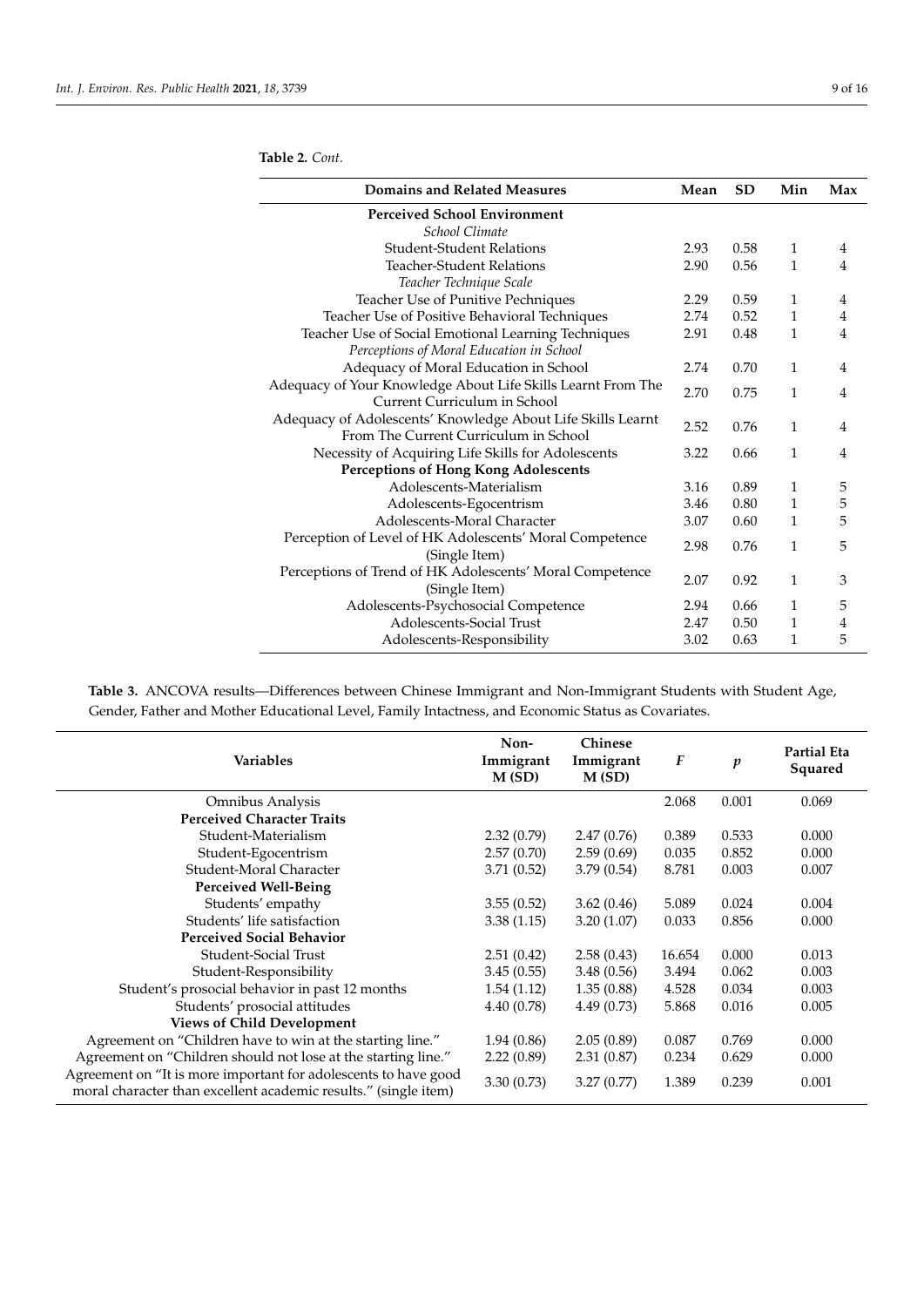**Table 2.** *Cont.*

| Domains and Related Measures | Mean | SD | Min | Max |
|---|---|---|---|---|
| **Perceived School Environment** | | | | |
| *School Climate* | | | | |
| Student-Student Relations | 2.93 | 0.58 | 1 | 4 |
| Teacher-Student Relations | 2.90 | 0.56 | 1 | 4 |
| *Teacher Technique Scale* | | | | |
| Teacher Use of Punitive Pechniques | 2.29 | 0.59 | 1 | 4 |
| Teacher Use of Positive Behavioral Techniques | 2.74 | 0.52 | 1 | 4 |
| Teacher Use of Social Emotional Learning Techniques | 2.91 | 0.48 | 1 | 4 |
| *Perceptions of Moral Education in School* | | | | |
| Adequacy of Moral Education in School | 2.74 | 0.70 | 1 | 4 |
| Adequacy of Your Knowledge About Life Skills Learnt From The Current Curriculum in School | 2.70 | 0.75 | 1 | 4 |
| Adequacy of Adolescents' Knowledge About Life Skills Learnt From The Current Curriculum in School | 2.52 | 0.76 | 1 | 4 |
| Necessity of Acquiring Life Skills for Adolescents | 3.22 | 0.66 | 1 | 4 |
| **Perceptions of Hong Kong Adolescents** | | | | |
| Adolescents-Materialism | 3.16 | 0.89 | 1 | 5 |
| Adolescents-Egocentrism | 3.46 | 0.80 | 1 | 5 |
| Adolescents-Moral Character | 3.07 | 0.60 | 1 | 5 |
| Perception of Level of HK Adolescents' Moral Competence (Single Item) | 2.98 | 0.76 | 1 | 5 |
| Perceptions of Trend of HK Adolescents' Moral Competence (Single Item) | 2.07 | 0.92 | 1 | 3 |
| Adolescents-Psychosocial Competence | 2.94 | 0.66 | 1 | 5 |
| Adolescents-Social Trust | 2.47 | 0.50 | 1 | 4 |
| Adolescents-Responsibility | 3.02 | 0.63 | 1 | 5 |

**Table 3.** ANCOVA results—Differences between Chinese Immigrant and Non-Immigrant Students with Student Age, Gender, Father and Mother Educational Level, Family Intactness, and Economic Status as Covariates.

| Variables | Non-Immigrant M (SD) | Chinese Immigrant M (SD) | $F$ | $p$ | Partial Eta Squared |
|---|---|---|---|---|---|
| Omnibus Analysis | | | 2.068 | 0.001 | 0.069 |
| **Perceived Character Traits** | | | | | |
| Student-Materialism | 2.32 (0.79) | 2.47 (0.76) | 0.389 | 0.533 | 0.000 |
| Student-Egocentrism | 2.57 (0.70) | 2.59 (0.69) | 0.035 | 0.852 | 0.000 |
| Student-Moral Character | 3.71 (0.52) | 3.79 (0.54) | 8.781 | 0.003 | 0.007 |
| **Perceived Well-Being** | | | | | |
| Students' empathy | 3.55 (0.52) | 3.62 (0.46) | 5.089 | 0.024 | 0.004 |
| Students' life satisfaction | 3.38 (1.15) | 3.20 (1.07) | 0.033 | 0.856 | 0.000 |
| **Perceived Social Behavior** | | | | | |
| Student-Social Trust | 2.51 (0.42) | 2.58 (0.43) | 16.654 | 0.000 | 0.013 |
| Student-Responsibility | 3.45 (0.55) | 3.48 (0.56) | 3.494 | 0.062 | 0.003 |
| Student's prosocial behavior in past 12 months | 1.54 (1.12) | 1.35 (0.88) | 4.528 | 0.034 | 0.003 |
| Students' prosocial attitudes | 4.40 (0.78) | 4.49 (0.73) | 5.868 | 0.016 | 0.005 |
| **Views of Child Development** | | | | | |
| Agreement on "Children have to win at the starting line." | 1.94 (0.86) | 2.05 (0.89) | 0.087 | 0.769 | 0.000 |
| Agreement on "Children should not lose at the starting line." | 2.22 (0.89) | 2.31 (0.87) | 0.234 | 0.629 | 0.000 |
| Agreement on "It is more important for adolescents to have good moral character than excellent academic results." (single item) | 3.30 (0.73) | 3.27 (0.77) | 1.389 | 0.239 | 0.001 |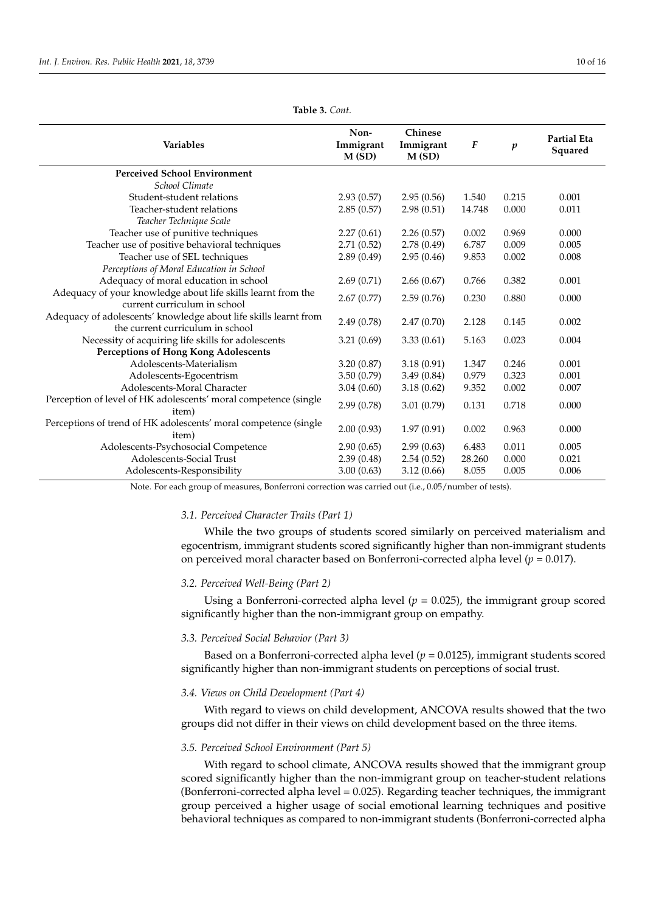**Table 3.** *Cont.*

| Variables | Non-Immigrant M (SD) | Chinese Immigrant M (SD) | $F$ | $p$ | Partial Eta Squared |
|---|---|---|---|---|---|
| **Perceived School Environment** | | | | | |
| *School Climate* | | | | | |
| Student-student relations | 2.93 (0.57) | 2.95 (0.56) | 1.540 | 0.215 | 0.001 |
| Teacher-student relations | 2.85 (0.57) | 2.98 (0.51) | 14.748 | 0.000 | 0.011 |
| *Teacher Technique Scale* | | | | | |
| Teacher use of punitive techniques | 2.27 (0.61) | 2.26 (0.57) | 0.002 | 0.969 | 0.000 |
| Teacher use of positive behavioral techniques | 2.71 (0.52) | 2.78 (0.49) | 6.787 | 0.009 | 0.005 |
| Teacher use of SEL techniques | 2.89 (0.49) | 2.95 (0.46) | 9.853 | 0.002 | 0.008 |
| *Perceptions of Moral Education in School* | | | | | |
| Adequacy of moral education in school | 2.69 (0.71) | 2.66 (0.67) | 0.766 | 0.382 | 0.001 |
| Adequacy of your knowledge about life skills learnt from the current curriculum in school | 2.67 (0.77) | 2.59 (0.76) | 0.230 | 0.880 | 0.000 |
| Adequacy of adolescents' knowledge about life skills learnt from the current curriculum in school | 2.49 (0.78) | 2.47 (0.70) | 2.128 | 0.145 | 0.002 |
| Necessity of acquiring life skills for adolescents | 3.21 (0.69) | 3.33 (0.61) | 5.163 | 0.023 | 0.004 |
| **Perceptions of Hong Kong Adolescents** | | | | | |
| Adolescents-Materialism | 3.20 (0.87) | 3.18 (0.91) | 1.347 | 0.246 | 0.001 |
| Adolescents-Egocentrism | 3.50 (0.79) | 3.49 (0.84) | 0.979 | 0.323 | 0.001 |
| Adolescents-Moral Character | 3.04 (0.60) | 3.18 (0.62) | 9.352 | 0.002 | 0.007 |
| Perception of level of HK adolescents' moral competence (single item) | 2.99 (0.78) | 3.01 (0.79) | 0.131 | 0.718 | 0.000 |
| Perceptions of trend of HK adolescents' moral competence (single item) | 2.00 (0.93) | 1.97 (0.91) | 0.002 | 0.963 | 0.000 |
| Adolescents-Psychosocial Competence | 2.90 (0.65) | 2.99 (0.63) | 6.483 | 0.011 | 0.005 |
| Adolescents-Social Trust | 2.39 (0.48) | 2.54 (0.52) | 28.260 | 0.000 | 0.021 |
| Adolescents-Responsibility | 3.00 (0.63) | 3.12 (0.66) | 8.055 | 0.005 | 0.006 |

Note. For each group of measures, Bonferroni correction was carried out (i.e., 0.05/number of tests).

### 3.1. Perceived Character Traits (Part 1)

While the two groups of students scored similarly on perceived materialism and egocentrism, immigrant students scored significantly higher than non-immigrant students on perceived moral character based on Bonferroni-corrected alpha level ($p = 0.017$).

### 3.2. Perceived Well-Being (Part 2)

Using a Bonferroni-corrected alpha level ($p = 0.025$), the immigrant group scored significantly higher than the non-immigrant group on empathy.

### 3.3. Perceived Social Behavior (Part 3)

Based on a Bonferroni-corrected alpha level ($p = 0.0125$), immigrant students scored significantly higher than non-immigrant students on perceptions of social trust.

### 3.4. Views on Child Development (Part 4)

With regard to views on child development, ANCOVA results showed that the two groups did not differ in their views on child development based on the three items.

### 3.5. Perceived School Environment (Part 5)

With regard to school climate, ANCOVA results showed that the immigrant group scored significantly higher than the non-immigrant group on teacher-student relations (Bonferroni-corrected alpha level = 0.025). Regarding teacher techniques, the immigrant group perceived a higher usage of social emotional learning techniques and positive behavioral techniques as compared to non-immigrant students (Bonferroni-corrected alpha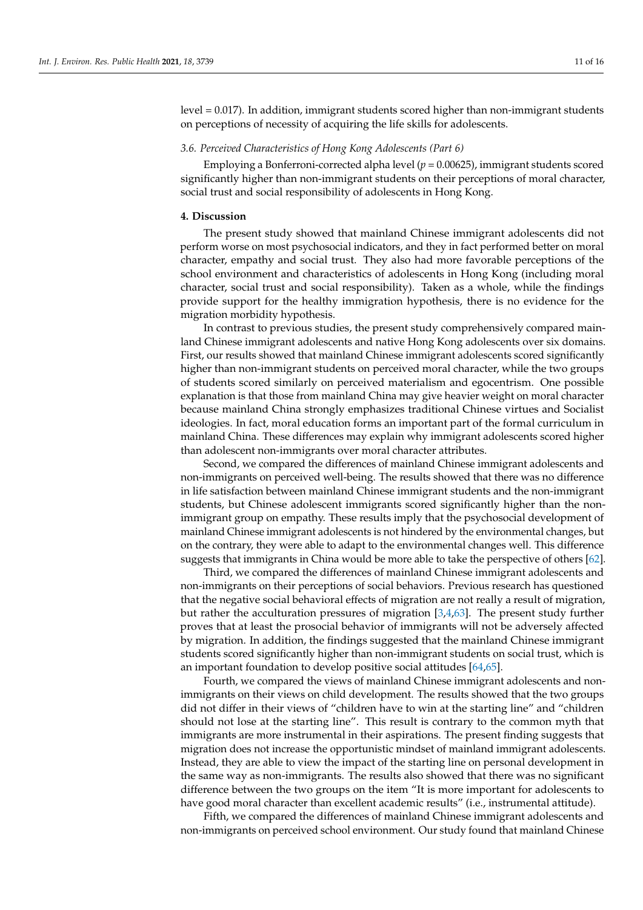level = 0.017). In addition, immigrant students scored higher than non-immigrant students on perceptions of necessity of acquiring the life skills for adolescents.

### *3.6. Perceived Characteristics of Hong Kong Adolescents (Part 6)*

Employing a Bonferroni-corrected alpha level ($p = 0.00625$), immigrant students scored significantly higher than non-immigrant students on their perceptions of moral character, social trust and social responsibility of adolescents in Hong Kong.

## **4. Discussion**

The present study showed that mainland Chinese immigrant adolescents did not perform worse on most psychosocial indicators, and they in fact performed better on moral character, empathy and social trust. They also had more favorable perceptions of the school environment and characteristics of adolescents in Hong Kong (including moral character, social trust and social responsibility). Taken as a whole, while the findings provide support for the healthy immigration hypothesis, there is no evidence for the migration morbidity hypothesis.

In contrast to previous studies, the present study comprehensively compared mainland Chinese immigrant adolescents and native Hong Kong adolescents over six domains. First, our results showed that mainland Chinese immigrant adolescents scored significantly higher than non-immigrant students on perceived moral character, while the two groups of students scored similarly on perceived materialism and egocentrism. One possible explanation is that those from mainland China may give heavier weight on moral character because mainland China strongly emphasizes traditional Chinese virtues and Socialist ideologies. In fact, moral education forms an important part of the formal curriculum in mainland China. These differences may explain why immigrant adolescents scored higher than adolescent non-immigrants over moral character attributes.

Second, we compared the differences of mainland Chinese immigrant adolescents and non-immigrants on perceived well-being. The results showed that there was no difference in life satisfaction between mainland Chinese immigrant students and the non-immigrant students, but Chinese adolescent immigrants scored significantly higher than the non-immigrant group on empathy. These results imply that the psychosocial development of mainland Chinese immigrant adolescents is not hindered by the environmental changes, but on the contrary, they were able to adapt to the environmental changes well. This difference suggests that immigrants in China would be more able to take the perspective of others [62].

Third, we compared the differences of mainland Chinese immigrant adolescents and non-immigrants on their perceptions of social behaviors. Previous research has questioned that the negative social behavioral effects of migration are not really a result of migration, but rather the acculturation pressures of migration [3,4,63]. The present study further proves that at least the prosocial behavior of immigrants will not be adversely affected by migration. In addition, the findings suggested that the mainland Chinese immigrant students scored significantly higher than non-immigrant students on social trust, which is an important foundation to develop positive social attitudes [64,65].

Fourth, we compared the views of mainland Chinese immigrant adolescents and non-immigrants on their views on child development. The results showed that the two groups did not differ in their views of "children have to win at the starting line" and "children should not lose at the starting line". This result is contrary to the common myth that immigrants are more instrumental in their aspirations. The present finding suggests that migration does not increase the opportunistic mindset of mainland immigrant adolescents. Instead, they are able to view the impact of the starting line on personal development in the same way as non-immigrants. The results also showed that there was no significant difference between the two groups on the item "It is more important for adolescents to have good moral character than excellent academic results" (i.e., instrumental attitude).

Fifth, we compared the differences of mainland Chinese immigrant adolescents and non-immigrants on perceived school environment. Our study found that mainland Chinese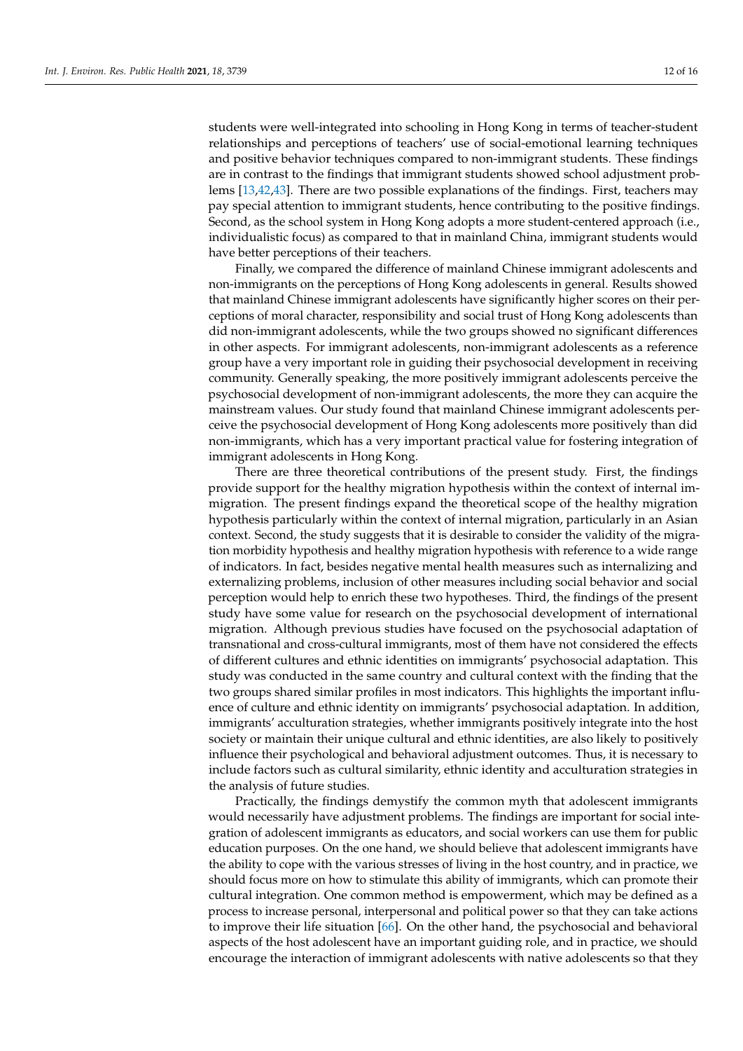students were well-integrated into schooling in Hong Kong in terms of teacher-student relationships and perceptions of teachers' use of social-emotional learning techniques and positive behavior techniques compared to non-immigrant students. These findings are in contrast to the findings that immigrant students showed school adjustment problems [13,42,43]. There are two possible explanations of the findings. First, teachers may pay special attention to immigrant students, hence contributing to the positive findings. Second, as the school system in Hong Kong adopts a more student-centered approach (i.e., individualistic focus) as compared to that in mainland China, immigrant students would have better perceptions of their teachers.

Finally, we compared the difference of mainland Chinese immigrant adolescents and non-immigrants on the perceptions of Hong Kong adolescents in general. Results showed that mainland Chinese immigrant adolescents have significantly higher scores on their perceptions of moral character, responsibility and social trust of Hong Kong adolescents than did non-immigrant adolescents, while the two groups showed no significant differences in other aspects. For immigrant adolescents, non-immigrant adolescents as a reference group have a very important role in guiding their psychosocial development in receiving community. Generally speaking, the more positively immigrant adolescents perceive the psychosocial development of non-immigrant adolescents, the more they can acquire the mainstream values. Our study found that mainland Chinese immigrant adolescents perceive the psychosocial development of Hong Kong adolescents more positively than did non-immigrants, which has a very important practical value for fostering integration of immigrant adolescents in Hong Kong.

There are three theoretical contributions of the present study. First, the findings provide support for the healthy migration hypothesis within the context of internal immigration. The present findings expand the theoretical scope of the healthy migration hypothesis particularly within the context of internal migration, particularly in an Asian context. Second, the study suggests that it is desirable to consider the validity of the migration morbidity hypothesis and healthy migration hypothesis with reference to a wide range of indicators. In fact, besides negative mental health measures such as internalizing and externalizing problems, inclusion of other measures including social behavior and social perception would help to enrich these two hypotheses. Third, the findings of the present study have some value for research on the psychosocial development of international migration. Although previous studies have focused on the psychosocial adaptation of transnational and cross-cultural immigrants, most of them have not considered the effects of different cultures and ethnic identities on immigrants' psychosocial adaptation. This study was conducted in the same country and cultural context with the finding that the two groups shared similar profiles in most indicators. This highlights the important influence of culture and ethnic identity on immigrants' psychosocial adaptation. In addition, immigrants' acculturation strategies, whether immigrants positively integrate into the host society or maintain their unique cultural and ethnic identities, are also likely to positively influence their psychological and behavioral adjustment outcomes. Thus, it is necessary to include factors such as cultural similarity, ethnic identity and acculturation strategies in the analysis of future studies.

Practically, the findings demystify the common myth that adolescent immigrants would necessarily have adjustment problems. The findings are important for social integration of adolescent immigrants as educators, and social workers can use them for public education purposes. On the one hand, we should believe that adolescent immigrants have the ability to cope with the various stresses of living in the host country, and in practice, we should focus more on how to stimulate this ability of immigrants, which can promote their cultural integration. One common method is empowerment, which may be defined as a process to increase personal, interpersonal and political power so that they can take actions to improve their life situation [66]. On the other hand, the psychosocial and behavioral aspects of the host adolescent have an important guiding role, and in practice, we should encourage the interaction of immigrant adolescents with native adolescents so that they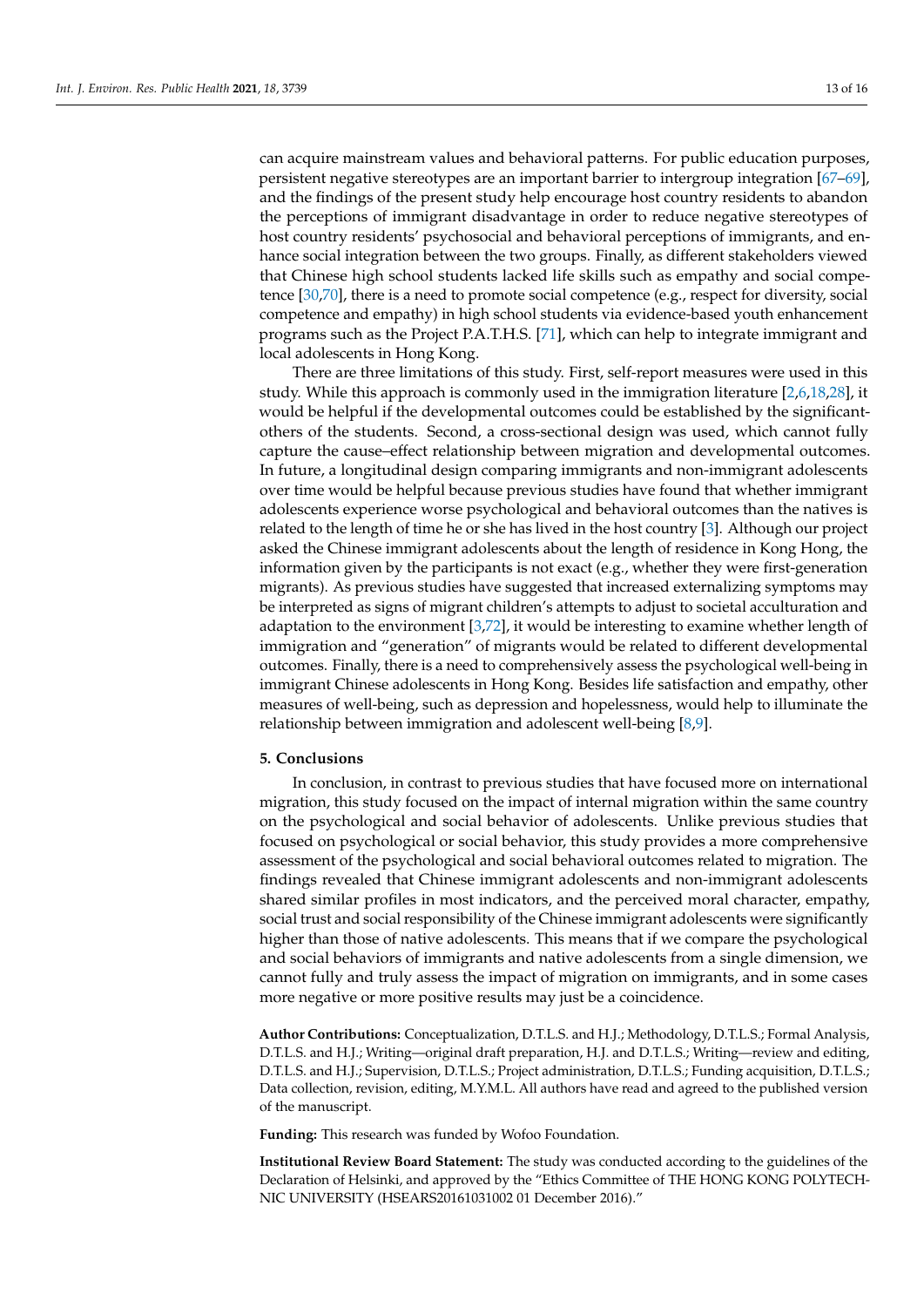can acquire mainstream values and behavioral patterns. For public education purposes, persistent negative stereotypes are an important barrier to intergroup integration [67–69], and the findings of the present study help encourage host country residents to abandon the perceptions of immigrant disadvantage in order to reduce negative stereotypes of host country residents' psychosocial and behavioral perceptions of immigrants, and enhance social integration between the two groups. Finally, as different stakeholders viewed that Chinese high school students lacked life skills such as empathy and social competence [30,70], there is a need to promote social competence (e.g., respect for diversity, social competence and empathy) in high school students via evidence-based youth enhancement programs such as the Project P.A.T.H.S. [71], which can help to integrate immigrant and local adolescents in Hong Kong.

There are three limitations of this study. First, self-report measures were used in this study. While this approach is commonly used in the immigration literature [2,6,18,28], it would be helpful if the developmental outcomes could be established by the significant-others of the students. Second, a cross-sectional design was used, which cannot fully capture the cause–effect relationship between migration and developmental outcomes. In future, a longitudinal design comparing immigrants and non-immigrant adolescents over time would be helpful because previous studies have found that whether immigrant adolescents experience worse psychological and behavioral outcomes than the natives is related to the length of time he or she has lived in the host country [3]. Although our project asked the Chinese immigrant adolescents about the length of residence in Kong Hong, the information given by the participants is not exact (e.g., whether they were first-generation migrants). As previous studies have suggested that increased externalizing symptoms may be interpreted as signs of migrant children's attempts to adjust to societal acculturation and adaptation to the environment [3,72], it would be interesting to examine whether length of immigration and "generation" of migrants would be related to different developmental outcomes. Finally, there is a need to comprehensively assess the psychological well-being in immigrant Chinese adolescents in Hong Kong. Besides life satisfaction and empathy, other measures of well-being, such as depression and hopelessness, would help to illuminate the relationship between immigration and adolescent well-being [8,9].

## 5. Conclusions

In conclusion, in contrast to previous studies that have focused more on international migration, this study focused on the impact of internal migration within the same country on the psychological and social behavior of adolescents. Unlike previous studies that focused on psychological or social behavior, this study provides a more comprehensive assessment of the psychological and social behavioral outcomes related to migration. The findings revealed that Chinese immigrant adolescents and non-immigrant adolescents shared similar profiles in most indicators, and the perceived moral character, empathy, social trust and social responsibility of the Chinese immigrant adolescents were significantly higher than those of native adolescents. This means that if we compare the psychological and social behaviors of immigrants and native adolescents from a single dimension, we cannot fully and truly assess the impact of migration on immigrants, and in some cases more negative or more positive results may just be a coincidence.

**Author Contributions:** Conceptualization, D.T.L.S. and H.J.; Methodology, D.T.L.S.; Formal Analysis, D.T.L.S. and H.J.; Writing—original draft preparation, H.J. and D.T.L.S.; Writing—review and editing, D.T.L.S. and H.J.; Supervision, D.T.L.S.; Project administration, D.T.L.S.; Funding acquisition, D.T.L.S.; Data collection, revision, editing, M.Y.M.L. All authors have read and agreed to the published version of the manuscript.

**Funding:** This research was funded by Wofoo Foundation.

**Institutional Review Board Statement:** The study was conducted according to the guidelines of the Declaration of Helsinki, and approved by the "Ethics Committee of THE HONG KONG POLYTECHNIC UNIVERSITY (HSEARS20161031002 01 December 2016)."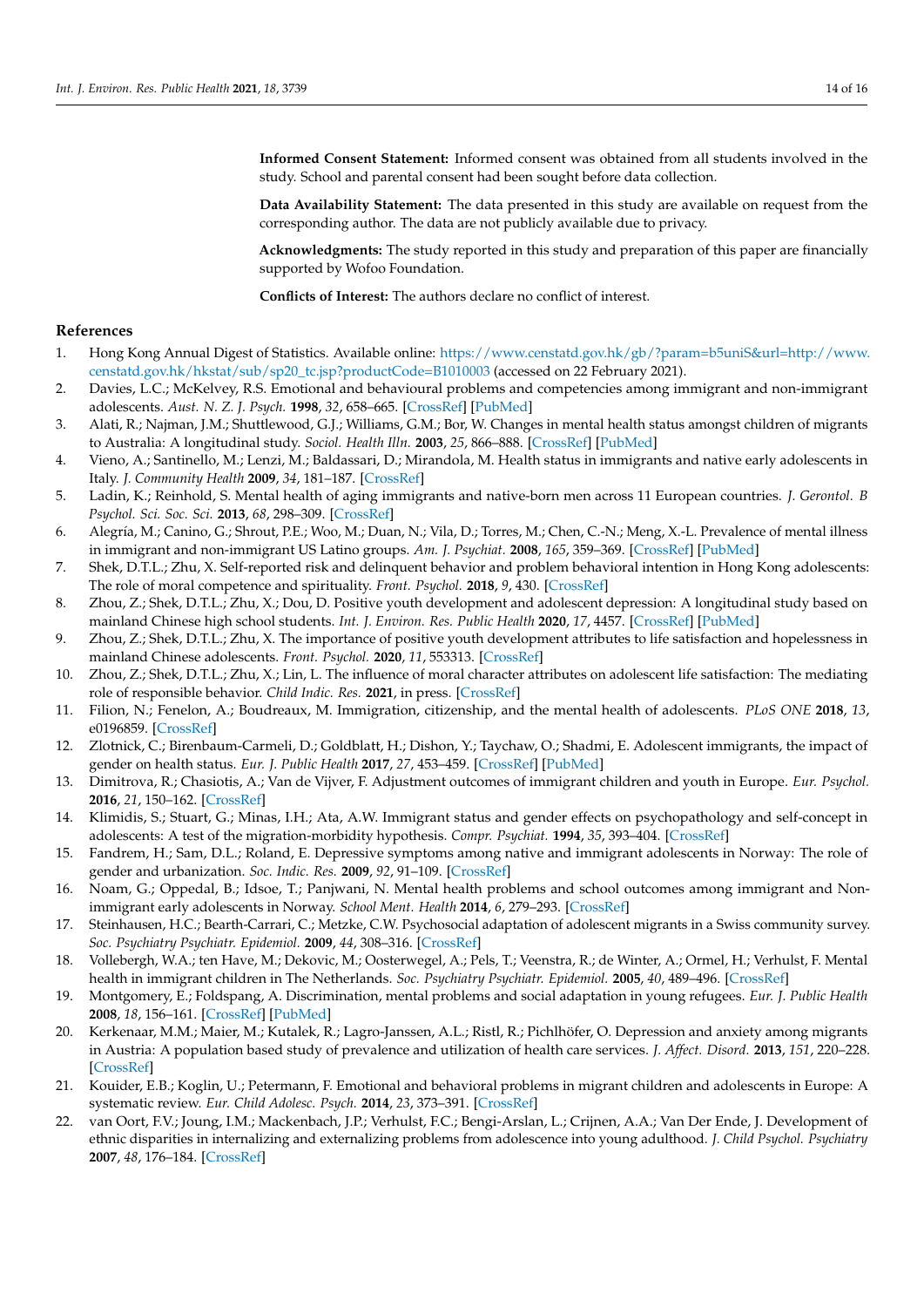**Informed Consent Statement:** Informed consent was obtained from all students involved in the study. School and parental consent had been sought before data collection.

**Data Availability Statement:** The data presented in this study are available on request from the corresponding author. The data are not publicly available due to privacy.

**Acknowledgments:** The study reported in this study and preparation of this paper are financially supported by Wofoo Foundation.

**Conflicts of Interest:** The authors declare no conflict of interest.

## References

1. Hong Kong Annual Digest of Statistics. Available online: https://www.censtatd.gov.hk/gb/?param=b5uniS&url=http://www.censtatd.gov.hk/hkstat/sub/sp20_tc.jsp?productCode=B1010003 (accessed on 22 February 2021).
2. Davies, L.C.; McKelvey, R.S. Emotional and behavioural problems and competencies among immigrant and non-immigrant adolescents. *Aust. N. Z. J. Psych.* **1998**, *32*, 658–665. [CrossRef] [PubMed]
3. Alati, R.; Najman, J.M.; Shuttlewood, G.J.; Williams, G.M.; Bor, W. Changes in mental health status amongst children of migrants to Australia: A longitudinal study. *Sociol. Health Illn.* **2003**, *25*, 866–888. [CrossRef] [PubMed]
4. Vieno, A.; Santinello, M.; Lenzi, M.; Baldassari, D.; Mirandola, M. Health status in immigrants and native early adolescents in Italy. *J. Community Health* **2009**, *34*, 181–187. [CrossRef]
5. Ladin, K.; Reinhold, S. Mental health of aging immigrants and native-born men across 11 European countries. *J. Gerontol. B Psychol. Sci. Soc. Sci.* **2013**, *68*, 298–309. [CrossRef]
6. Alegría, M.; Canino, G.; Shrout, P.E.; Woo, M.; Duan, N.; Vila, D.; Torres, M.; Chen, C.-N.; Meng, X.-L. Prevalence of mental illness in immigrant and non-immigrant US Latino groups. *Am. J. Psychiat.* **2008**, *165*, 359–369. [CrossRef] [PubMed]
7. Shek, D.T.L.; Zhu, X. Self-reported risk and delinquent behavior and problem behavioral intention in Hong Kong adolescents: The role of moral competence and spirituality. *Front. Psychol.* **2018**, *9*, 430. [CrossRef]
8. Zhou, Z.; Shek, D.T.L.; Zhu, X.; Dou, D. Positive youth development and adolescent depression: A longitudinal study based on mainland Chinese high school students. *Int. J. Environ. Res. Public Health* **2020**, *17*, 4457. [CrossRef] [PubMed]
9. Zhou, Z.; Shek, D.T.L.; Zhu, X. The importance of positive youth development attributes to life satisfaction and hopelessness in mainland Chinese adolescents. *Front. Psychol.* **2020**, *11*, 553313. [CrossRef]
10. Zhou, Z.; Shek, D.T.L.; Zhu, X.; Lin, L. The influence of moral character attributes on adolescent life satisfaction: The mediating role of responsible behavior. *Child Indic. Res.* **2021**, in press. [CrossRef]
11. Filion, N.; Fenelon, A.; Boudreaux, M. Immigration, citizenship, and the mental health of adolescents. *PLoS ONE* **2018**, *13*, e0196859. [CrossRef]
12. Zlotnick, C.; Birenbaum-Carmeli, D.; Goldblatt, H.; Dishon, Y.; Taychaw, O.; Shadmi, E. Adolescent immigrants, the impact of gender on health status. *Eur. J. Public Health* **2017**, *27*, 453–459. [CrossRef] [PubMed]
13. Dimitrova, R.; Chasiotis, A.; Van de Vijver, F. Adjustment outcomes of immigrant children and youth in Europe. *Eur. Psychol.* **2016**, *21*, 150–162. [CrossRef]
14. Klimidis, S.; Stuart, G.; Minas, I.H.; Ata, A.W. Immigrant status and gender effects on psychopathology and self-concept in adolescents: A test of the migration-morbidity hypothesis. *Compr. Psychiat.* **1994**, *35*, 393–404. [CrossRef]
15. Fandrem, H.; Sam, D.L.; Roland, E. Depressive symptoms among native and immigrant adolescents in Norway: The role of gender and urbanization. *Soc. Indic. Res.* **2009**, *92*, 91–109. [CrossRef]
16. Noam, G.; Oppedal, B.; Idsoe, T.; Panjwani, N. Mental health problems and school outcomes among immigrant and Non-immigrant early adolescents in Norway. *School Ment. Health* **2014**, *6*, 279–293. [CrossRef]
17. Steinhausen, H.C.; Bearth-Carrari, C.; Metzke, C.W. Psychosocial adaptation of adolescent migrants in a Swiss community survey. *Soc. Psychiatry Psychiatr. Epidemiol.* **2009**, *44*, 308–316. [CrossRef]
18. Vollebergh, W.A.; ten Have, M.; Dekovic, M.; Oosterwegel, A.; Pels, T.; Veenstra, R.; de Winter, A.; Ormel, H.; Verhulst, F. Mental health in immigrant children in The Netherlands. *Soc. Psychiatry Psychiatr. Epidemiol.* **2005**, *40*, 489–496. [CrossRef]
19. Montgomery, E.; Foldspang, A. Discrimination, mental problems and social adaptation in young refugees. *Eur. J. Public Health* **2008**, *18*, 156–161. [CrossRef] [PubMed]
20. Kerkenaar, M.M.; Maier, M.; Kutalek, R.; Lagro-Janssen, A.L.; Ristl, R.; Pichlhöfer, O. Depression and anxiety among migrants in Austria: A population based study of prevalence and utilization of health care services. *J. Affect. Disord.* **2013**, *151*, 220–228. [CrossRef]
21. Kouider, E.B.; Koglin, U.; Petermann, F. Emotional and behavioral problems in migrant children and adolescents in Europe: A systematic review. *Eur. Child Adolesc. Psych.* **2014**, *23*, 373–391. [CrossRef]
22. van Oort, F.V.; Joung, I.M.; Mackenbach, J.P.; Verhulst, F.C.; Bengi-Arslan, L.; Crijnen, A.A.; Van Der Ende, J. Development of ethnic disparities in internalizing and externalizing problems from adolescence into young adulthood. *J. Child Psychol. Psychiatry* **2007**, *48*, 176–184. [CrossRef]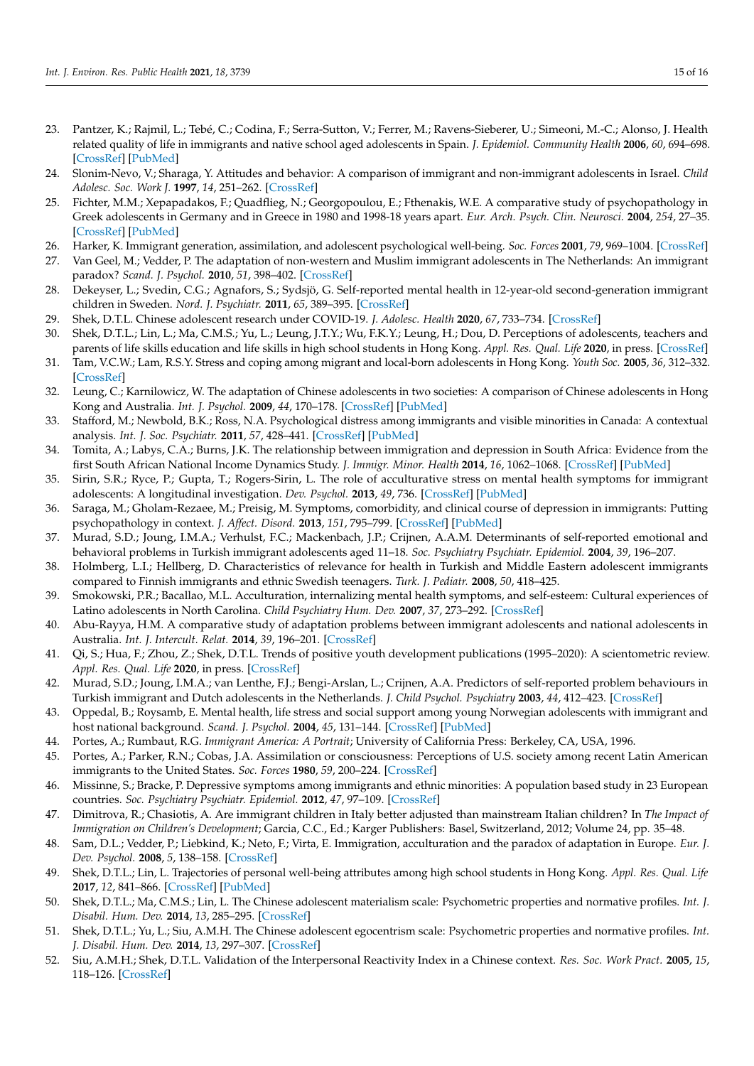23. Pantzer, K.; Rajmil, L.; Tebé, C.; Codina, F.; Serra-Sutton, V.; Ferrer, M.; Ravens-Sieberer, U.; Simeoni, M.-C.; Alonso, J. Health related quality of life in immigrants and native school aged adolescents in Spain. *J. Epidemiol. Community Health* **2006**, *60*, 694–698. [CrossRef] [PubMed]
24. Slonim-Nevo, V.; Sharaga, Y. Attitudes and behavior: A comparison of immigrant and non-immigrant adolescents in Israel. *Child Adolesc. Soc. Work J.* **1997**, *14*, 251–262. [CrossRef]
25. Fichter, M.M.; Xepapadakos, F.; Quadflieg, N.; Georgopoulou, E.; Fthenakis, W.E. A comparative study of psychopathology in Greek adolescents in Germany and in Greece in 1980 and 1998-18 years apart. *Eur. Arch. Psych. Clin. Neurosci.* **2004**, *254*, 27–35. [CrossRef] [PubMed]
26. Harker, K. Immigrant generation, assimilation, and adolescent psychological well-being. *Soc. Forces* **2001**, *79*, 969–1004. [CrossRef]
27. Van Geel, M.; Vedder, P. The adaptation of non-western and Muslim immigrant adolescents in The Netherlands: An immigrant paradox? *Scand. J. Psychol.* **2010**, *51*, 398–402. [CrossRef]
28. Dekeyser, L.; Svedin, C.G.; Agnafors, S.; Sydsjö, G. Self-reported mental health in 12-year-old second-generation immigrant children in Sweden. *Nord. J. Psychiatr.* **2011**, *65*, 389–395. [CrossRef]
29. Shek, D.T.L. Chinese adolescent research under COVID-19. *J. Adolesc. Health* **2020**, *67*, 733–734. [CrossRef]
30. Shek, D.T.L.; Lin, L.; Ma, C.M.S.; Yu, L.; Leung, J.T.Y.; Wu, F.K.Y.; Leung, H.; Dou, D. Perceptions of adolescents, teachers and parents of life skills education and life skills in high school students in Hong Kong. *Appl. Res. Qual. Life* **2020**, in press. [CrossRef]
31. Tam, V.C.W.; Lam, R.S.Y. Stress and coping among migrant and local-born adolescents in Hong Kong. *Youth Soc.* **2005**, *36*, 312–332. [CrossRef]
32. Leung, C.; Karnilowicz, W. The adaptation of Chinese adolescents in two societies: A comparison of Chinese adolescents in Hong Kong and Australia. *Int. J. Psychol.* **2009**, *44*, 170–178. [CrossRef] [PubMed]
33. Stafford, M.; Newbold, B.K.; Ross, N.A. Psychological distress among immigrants and visible minorities in Canada: A contextual analysis. *Int. J. Soc. Psychiatr.* **2011**, *57*, 428–441. [CrossRef] [PubMed]
34. Tomita, A.; Labys, C.A.; Burns, J.K. The relationship between immigration and depression in South Africa: Evidence from the first South African National Income Dynamics Study. *J. Immigr. Minor. Health* **2014**, *16*, 1062–1068. [CrossRef] [PubMed]
35. Sirin, S.R.; Ryce, P.; Gupta, T.; Rogers-Sirin, L. The role of acculturative stress on mental health symptoms for immigrant adolescents: A longitudinal investigation. *Dev. Psychol.* **2013**, *49*, 736. [CrossRef] [PubMed]
36. Saraga, M.; Gholam-Rezaee, M.; Preisig, M. Symptoms, comorbidity, and clinical course of depression in immigrants: Putting psychopathology in context. *J. Affect. Disord.* **2013**, *151*, 795–799. [CrossRef] [PubMed]
37. Murad, S.D.; Joung, I.M.A.; Verhulst, F.C.; Mackenbach, J.P.; Crijnen, A.A.M. Determinants of self-reported emotional and behavioral problems in Turkish immigrant adolescents aged 11–18. *Soc. Psychiatry Psychiatr. Epidemiol.* **2004**, *39*, 196–207.
38. Holmberg, L.I.; Hellberg, D. Characteristics of relevance for health in Turkish and Middle Eastern adolescent immigrants compared to Finnish immigrants and ethnic Swedish teenagers. *Turk. J. Pediatr.* **2008**, *50*, 418–425.
39. Smokowski, P.R.; Bacallao, M.L. Acculturation, internalizing mental health symptoms, and self-esteem: Cultural experiences of Latino adolescents in North Carolina. *Child Psychiatry Hum. Dev.* **2007**, *37*, 273–292. [CrossRef]
40. Abu-Rayya, H.M. A comparative study of adaptation problems between immigrant adolescents and national adolescents in Australia. *Int. J. Intercult. Relat.* **2014**, *39*, 196–201. [CrossRef]
41. Qi, S.; Hua, F.; Zhou, Z.; Shek, D.T.L. Trends of positive youth development publications (1995–2020): A scientometric review. *Appl. Res. Qual. Life* **2020**, in press. [CrossRef]
42. Murad, S.D.; Joung, I.M.A.; van Lenthe, F.J.; Bengi-Arslan, L.; Crijnen, A.A. Predictors of self-reported problem behaviours in Turkish immigrant and Dutch adolescents in the Netherlands. *J. Child Psychol. Psychiatry* **2003**, *44*, 412–423. [CrossRef]
43. Oppedal, B.; Roysamb, E. Mental health, life stress and social support among young Norwegian adolescents with immigrant and host national background. *Scand. J. Psychol.* **2004**, *45*, 131–144. [CrossRef] [PubMed]
44. Portes, A.; Rumbaut, R.G. *Immigrant America: A Portrait*; University of California Press: Berkeley, CA, USA, 1996.
45. Portes, A.; Parker, R.N.; Cobas, J.A. Assimilation or consciousness: Perceptions of U.S. society among recent Latin American immigrants to the United States. *Soc. Forces* **1980**, *59*, 200–224. [CrossRef]
46. Missinne, S.; Bracke, P. Depressive symptoms among immigrants and ethnic minorities: A population based study in 23 European countries. *Soc. Psychiatry Psychiatr. Epidemiol.* **2012**, *47*, 97–109. [CrossRef]
47. Dimitrova, R.; Chasiotis, A. Are immigrant children in Italy better adjusted than mainstream Italian children? In *The Impact of Immigration on Children's Development*; Garcia, C.C., Ed.; Karger Publishers: Basel, Switzerland, 2012; Volume 24, pp. 35–48.
48. Sam, D.L.; Vedder, P.; Liebkind, K.; Neto, F.; Virta, E. Immigration, acculturation and the paradox of adaptation in Europe. *Eur. J. Dev. Psychol.* **2008**, *5*, 138–158. [CrossRef]
49. Shek, D.T.L.; Lin, L. Trajectories of personal well-being attributes among high school students in Hong Kong. *Appl. Res. Qual. Life* **2017**, *12*, 841–866. [CrossRef] [PubMed]
50. Shek, D.T.L.; Ma, C.M.S.; Lin, L. The Chinese adolescent materialism scale: Psychometric properties and normative profiles. *Int. J. Disabil. Hum. Dev.* **2014**, *13*, 285–295. [CrossRef]
51. Shek, D.T.L.; Yu, L.; Siu, A.M.H. The Chinese adolescent egocentrism scale: Psychometric properties and normative profiles. *Int. J. Disabil. Hum. Dev.* **2014**, *13*, 297–307. [CrossRef]
52. Siu, A.M.H.; Shek, D.T.L. Validation of the Interpersonal Reactivity Index in a Chinese context. *Res. Soc. Work Pract.* **2005**, *15*, 118–126. [CrossRef]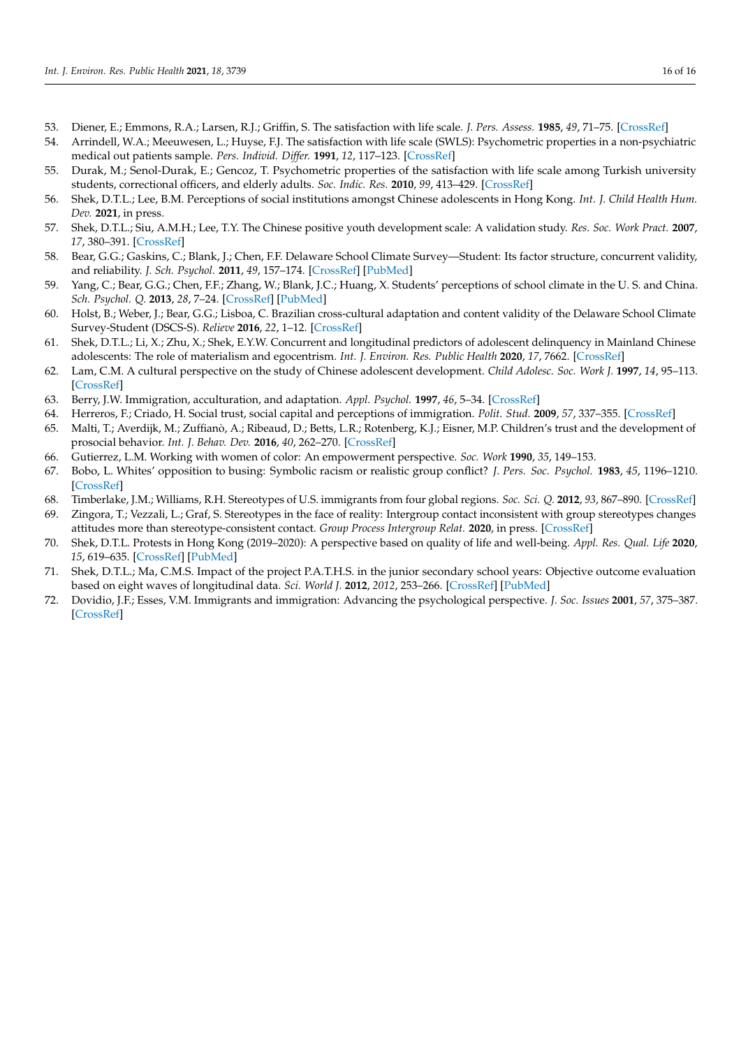53. Diener, E.; Emmons, R.A.; Larsen, R.J.; Griffin, S. The satisfaction with life scale. *J. Pers. Assess.* **1985**, *49*, 71–75. [CrossRef]
54. Arrindell, W.A.; Meeuwesen, L.; Huyse, F.J. The satisfaction with life scale (SWLS): Psychometric properties in a non-psychiatric medical out patients sample. *Pers. Individ. Differ.* **1991**, *12*, 117–123. [CrossRef]
55. Durak, M.; Senol-Durak, E.; Gencoz, T. Psychometric properties of the satisfaction with life scale among Turkish university students, correctional officers, and elderly adults. *Soc. Indic. Res.* **2010**, *99*, 413–429. [CrossRef]
56. Shek, D.T.L.; Lee, B.M. Perceptions of social institutions amongst Chinese adolescents in Hong Kong. *Int. J. Child Health Hum. Dev.* **2021**, in press.
57. Shek, D.T.L.; Siu, A.M.H.; Lee, T.Y. The Chinese positive youth development scale: A validation study. *Res. Soc. Work Pract.* **2007**, *17*, 380–391. [CrossRef]
58. Bear, G.G.; Gaskins, C.; Blank, J.; Chen, F.F. Delaware School Climate Survey—Student: Its factor structure, concurrent validity, and reliability. *J. Sch. Psychol.* **2011**, *49*, 157–174. [CrossRef] [PubMed]
59. Yang, C.; Bear, G.G.; Chen, F.F.; Zhang, W.; Blank, J.C.; Huang, X. Students' perceptions of school climate in the U. S. and China. *Sch. Psychol. Q.* **2013**, *28*, 7–24. [CrossRef] [PubMed]
60. Holst, B.; Weber, J.; Bear, G.G.; Lisboa, C. Brazilian cross-cultural adaptation and content validity of the Delaware School Climate Survey-Student (DSCS-S). *Relieve* **2016**, *22*, 1–12. [CrossRef]
61. Shek, D.T.L.; Li, X.; Zhu, X.; Shek, E.Y.W. Concurrent and longitudinal predictors of adolescent delinquency in Mainland Chinese adolescents: The role of materialism and egocentrism. *Int. J. Environ. Res. Public Health* **2020**, *17*, 7662. [CrossRef]
62. Lam, C.M. A cultural perspective on the study of Chinese adolescent development. *Child Adolesc. Soc. Work J.* **1997**, *14*, 95–113. [CrossRef]
63. Berry, J.W. Immigration, acculturation, and adaptation. *Appl. Psychol.* **1997**, *46*, 5–34. [CrossRef]
64. Herreros, F.; Criado, H. Social trust, social capital and perceptions of immigration. *Polit. Stud.* **2009**, *57*, 337–355. [CrossRef]
65. Malti, T.; Averdijk, M.; Zuffianò, A.; Ribeaud, D.; Betts, L.R.; Rotenberg, K.J.; Eisner, M.P. Children's trust and the development of prosocial behavior. *Int. J. Behav. Dev.* **2016**, *40*, 262–270. [CrossRef]
66. Gutierrez, L.M. Working with women of color: An empowerment perspective. *Soc. Work* **1990**, *35*, 149–153.
67. Bobo, L. Whites' opposition to busing: Symbolic racism or realistic group conflict? *J. Pers. Soc. Psychol.* **1983**, *45*, 1196–1210. [CrossRef]
68. Timberlake, J.M.; Williams, R.H. Stereotypes of U.S. immigrants from four global regions. *Soc. Sci. Q.* **2012**, *93*, 867–890. [CrossRef]
69. Zingora, T.; Vezzali, L.; Graf, S. Stereotypes in the face of reality: Intergroup contact inconsistent with group stereotypes changes attitudes more than stereotype-consistent contact. *Group Process Intergroup Relat.* **2020**, in press. [CrossRef]
70. Shek, D.T.L. Protests in Hong Kong (2019–2020): A perspective based on quality of life and well-being. *Appl. Res. Qual. Life* **2020**, *15*, 619–635. [CrossRef] [PubMed]
71. Shek, D.T.L.; Ma, C.M.S. Impact of the project P.A.T.H.S. in the junior secondary school years: Objective outcome evaluation based on eight waves of longitudinal data. *Sci. World J.* **2012**, *2012*, 253–266. [CrossRef] [PubMed]
72. Dovidio, J.F.; Esses, V.M. Immigrants and immigration: Advancing the psychological perspective. *J. Soc. Issues* **2001**, *57*, 375–387. [CrossRef]